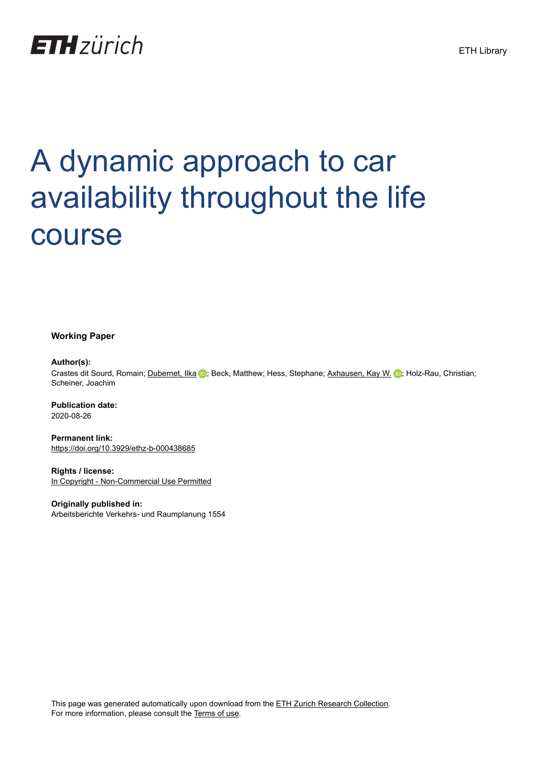# A dynamic approach to car availability throughout the life course

**Working Paper**

**Author(s):**
Crastes dit Sourd, Romain; Dubernet, Ilka; Beck, Matthew; Hess, Stephane; Axhausen, Kay W.; Holz-Rau, Christian; Scheiner, Joachim

**Publication date:**
2020-08-26

**Permanent link:**
https://doi.org/10.3929/ethz-b-000438685

**Rights / license:**
In Copyright - Non-Commercial Use Permitted

**Originally published in:**
Arbeitsberichte Verkehrs- und Raumplanung 1554

This page was generated automatically upon download from the ETH Zurich Research Collection.
For more information, please consult the Terms of use.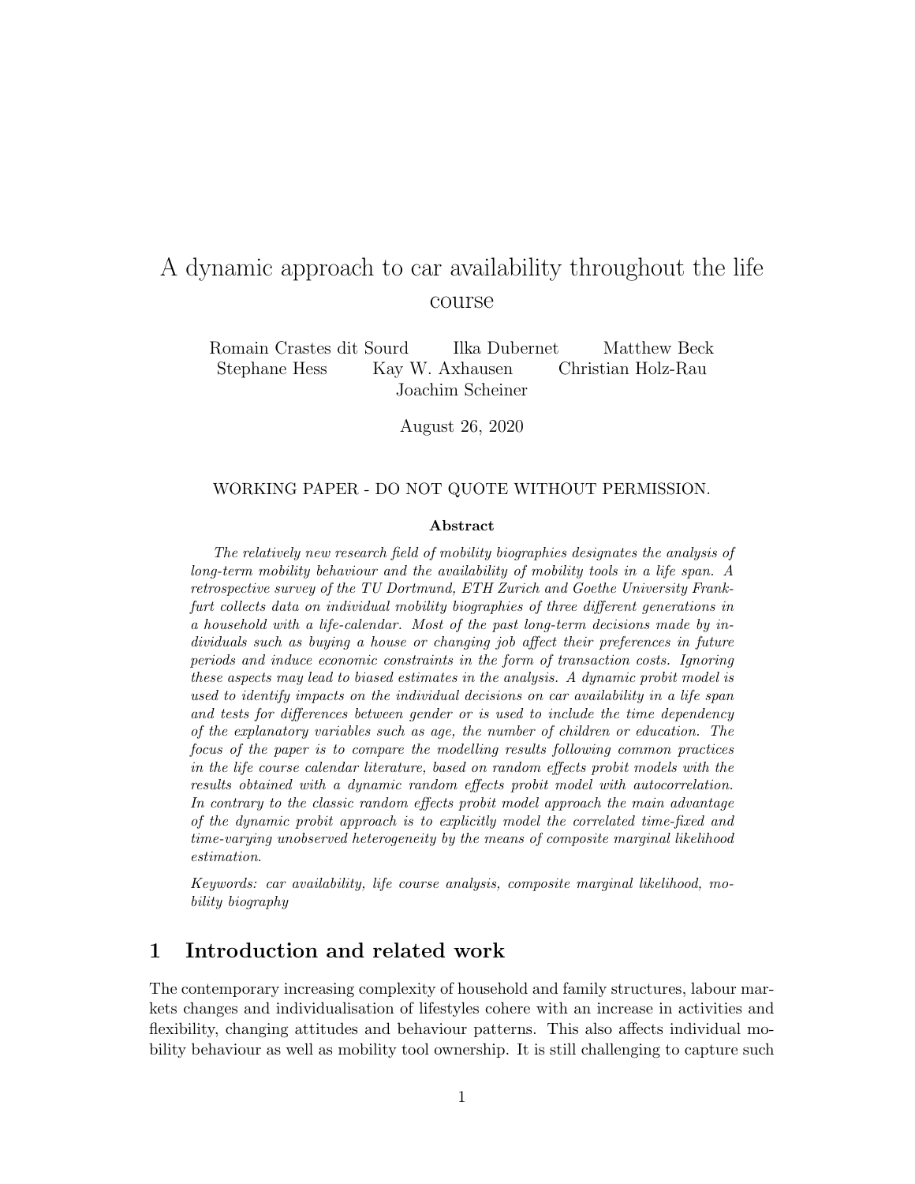# A dynamic approach to car availability throughout the life course

Romain Crastes dit Sourd   Ilka Dubernet   Matthew Beck
Stephane Hess   Kay W. Axhausen   Christian Holz-Rau
Joachim Scheiner

August 26, 2020

WORKING PAPER - DO NOT QUOTE WITHOUT PERMISSION.

**Abstract**

*The relatively new research field of mobility biographies designates the analysis of long-term mobility behaviour and the availability of mobility tools in a life span. A retrospective survey of the TU Dortmund, ETH Zurich and Goethe University Frankfurt collects data on individual mobility biographies of three different generations in a household with a life-calendar. Most of the past long-term decisions made by individuals such as buying a house or changing job affect their preferences in future periods and induce economic constraints in the form of transaction costs. Ignoring these aspects may lead to biased estimates in the analysis. A dynamic probit model is used to identify impacts on the individual decisions on car availability in a life span and tests for differences between gender or is used to include the time dependency of the explanatory variables such as age, the number of children or education. The focus of the paper is to compare the modelling results following common practices in the life course calendar literature, based on random effects probit models with the results obtained with a dynamic random effects probit model with autocorrelation. In contrary to the classic random effects probit model approach the main advantage of the dynamic probit approach is to explicitly model the correlated time-fixed and time-varying unobserved heterogeneity by the means of composite marginal likelihood estimation.*

*Keywords: car availability, life course analysis, composite marginal likelihood, mobility biography*

## 1 Introduction and related work

The contemporary increasing complexity of household and family structures, labour markets changes and individualisation of lifestyles cohere with an increase in activities and flexibility, changing attitudes and behaviour patterns. This also affects individual mobility behaviour as well as mobility tool ownership. It is still challenging to capture such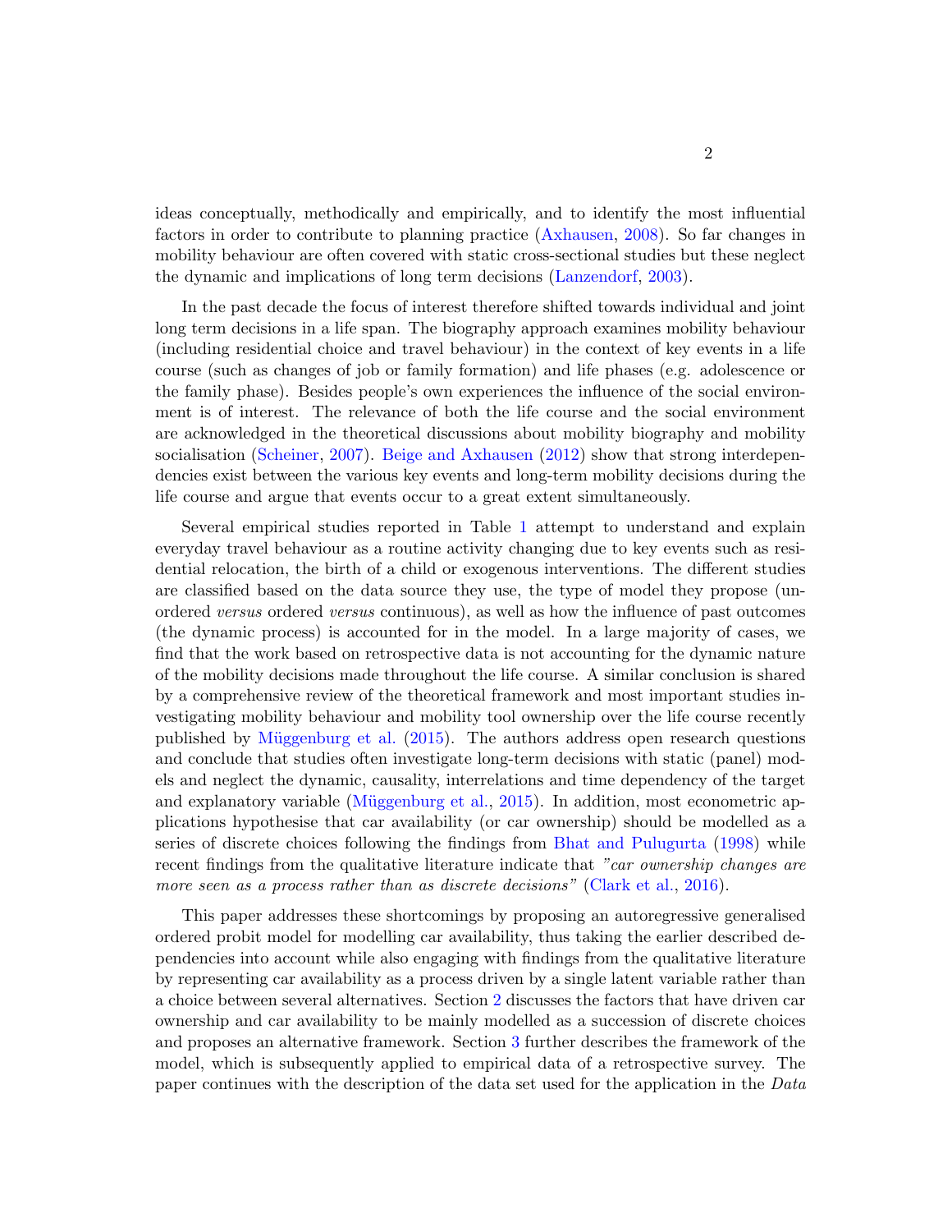ideas conceptually, methodically and empirically, and to identify the most influential factors in order to contribute to planning practice (Axhausen, 2008). So far changes in mobility behaviour are often covered with static cross-sectional studies but these neglect the dynamic and implications of long term decisions (Lanzendorf, 2003).

In the past decade the focus of interest therefore shifted towards individual and joint long term decisions in a life span. The biography approach examines mobility behaviour (including residential choice and travel behaviour) in the context of key events in a life course (such as changes of job or family formation) and life phases (e.g. adolescence or the family phase). Besides people's own experiences the influence of the social environment is of interest. The relevance of both the life course and the social environment are acknowledged in the theoretical discussions about mobility biography and mobility socialisation (Scheiner, 2007). Beige and Axhausen (2012) show that strong interdependencies exist between the various key events and long-term mobility decisions during the life course and argue that events occur to a great extent simultaneously.

Several empirical studies reported in Table 1 attempt to understand and explain everyday travel behaviour as a routine activity changing due to key events such as residential relocation, the birth of a child or exogenous interventions. The different studies are classified based on the data source they use, the type of model they propose (unordered *versus* ordered *versus* continuous), as well as how the influence of past outcomes (the dynamic process) is accounted for in the model. In a large majority of cases, we find that the work based on retrospective data is not accounting for the dynamic nature of the mobility decisions made throughout the life course. A similar conclusion is shared by a comprehensive review of the theoretical framework and most important studies investigating mobility behaviour and mobility tool ownership over the life course recently published by Müggenburg et al. (2015). The authors address open research questions and conclude that studies often investigate long-term decisions with static (panel) models and neglect the dynamic, causality, interrelations and time dependency of the target and explanatory variable (Müggenburg et al., 2015). In addition, most econometric applications hypothesise that car availability (or car ownership) should be modelled as a series of discrete choices following the findings from Bhat and Pulugurta (1998) while recent findings from the qualitative literature indicate that *"car ownership changes are more seen as a process rather than as discrete decisions"* (Clark et al., 2016).

This paper addresses these shortcomings by proposing an autoregressive generalised ordered probit model for modelling car availability, thus taking the earlier described dependencies into account while also engaging with findings from the qualitative literature by representing car availability as a process driven by a single latent variable rather than a choice between several alternatives. Section 2 discusses the factors that have driven car ownership and car availability to be mainly modelled as a succession of discrete choices and proposes an alternative framework. Section 3 further describes the framework of the model, which is subsequently applied to empirical data of a retrospective survey. The paper continues with the description of the data set used for the application in the *Data*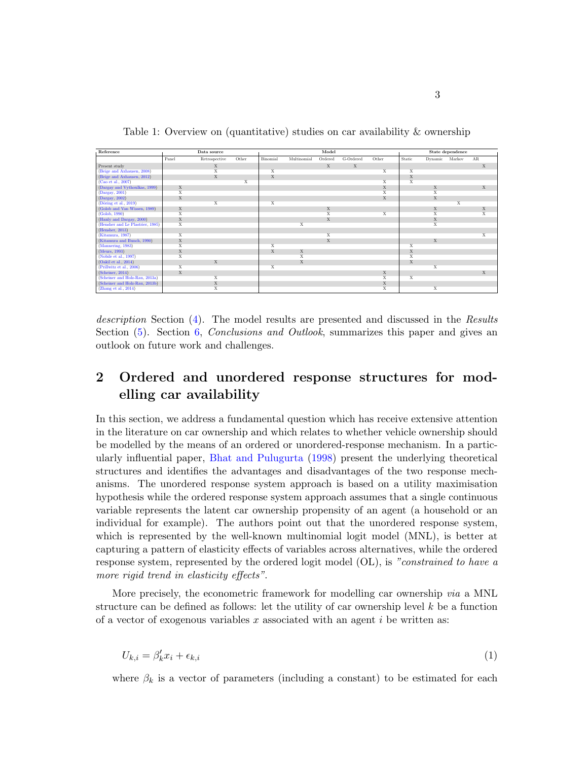Table 1: Overview on (quantitative) studies on car availability & ownership

| Reference | Data source | | | Model | | | | | State dependence | | | |
|---|---|---|---|---|---|---|---|---|---|---|---|---|
| | Panel | Retrospective | Other | Binomial | Multinomial | Ordered | G-Ordered | Other | Static | Dynamic | Markov | AR |
| Present study | | X | | | | X | X | | | | | X |
| (Beige and Axhausen, 2008) | | X | | X | | | | X | X | | | |
| (Beige and Axhausen, 2012) | | X | | X | | | | | X | | | |
| (Cao et al., 2007) | | | X | | | | | X | X | | | |
| (Dargay and Vythoulkas, 1999) | X | | | | | | | X | | X | | X |
| (Dargay, 2001) | X | | | | | | | X | | X | | |
| (Dargay, 2002) | X | | | | | | | X | | X | | |
| (Döring et al., 2019) | | X | | X | | | | | | | X | |
| (Golob and Van Wissen, 1989) | X | | | | | X | | | | X | | X |
| (Golob, 1990) | X | | | | | X | | X | | X | | X |
| (Hanly and Dargay, 2000) | X | | | | | X | | | | X | | |
| (Hensher and Le Plastrier, 1985) | X | | | | X | | | | | X | | |
| (Hensher, 2013) | | | | | | | | | | | | |
| (Kitamura, 1987) | X | | | | | X | | | | | | X |
| (Kitamura and Bunch, 1990) | X | | | | | X | | | | X | | |
| (Mannering, 1983) | X | | | X | | | | | X | | | |
| (Meurs, 1993) | X | | | X | X | | | | X | | | |
| (Nobile et al., 1997) | X | | | | X | | | | X | | | |
| (Oakil et al., 2014) | | X | | | X | | | | X | | | |
| (Prillwitz et al., 2006) | X | | | X | | | | | | X | | |
| (Scheiner, 2014) | X | | | | | | | X | | | | X |
| (Scheiner and Holz-Rau, 2013a) | | X | | | | | | X | X | | | |
| (Scheiner and Holz-Rau, 2013b) | | X | | | | | | X | | | | |
| (Zhang et al., 2014) | | X | | | | | | X | | X | | |

*description* Section (4). The model results are presented and discussed in the *Results* Section (5). Section 6, *Conclusions and Outlook*, summarizes this paper and gives an outlook on future work and challenges.

## 2 Ordered and unordered response structures for modelling car availability

In this section, we address a fundamental question which has receive extensive attention in the literature on car ownership and which relates to whether vehicle ownership should be modelled by the means of an ordered or unordered-response mechanism. In a particularly influential paper, Bhat and Pulugurta (1998) present the underlying theoretical structures and identifies the advantages and disadvantages of the two response mechanisms. The unordered response system approach is based on a utility maximisation hypothesis while the ordered response system approach assumes that a single continuous variable represents the latent car ownership propensity of an agent (a household or an individual for example). The authors point out that the unordered response system, which is represented by the well-known multinomial logit model (MNL), is better at capturing a pattern of elasticity effects of variables across alternatives, while the ordered response system, represented by the ordered logit model (OL), is *"constrained to have a more rigid trend in elasticity effects"*.

More precisely, the econometric framework for modelling car ownership *via* a MNL structure can be defined as follows: let the utility of car ownership level $k$ be a function of a vector of exogenous variables $x$ associated with an agent $i$ be written as:

$$U_{k,i} = \beta_k' x_i + \epsilon_{k,i} \tag{1}$$

where $\beta_k$ is a vector of parameters (including a constant) to be estimated for each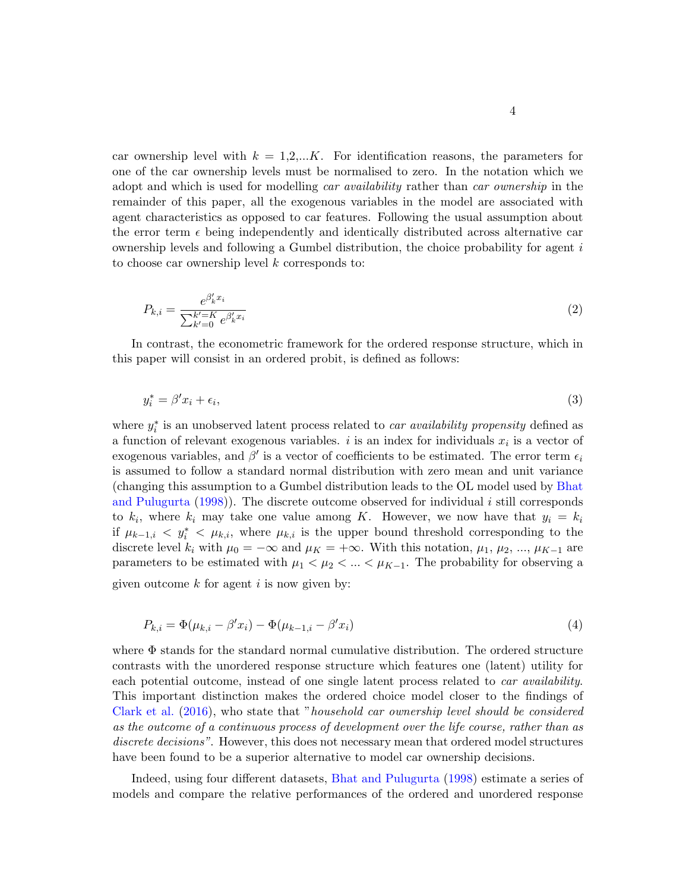car ownership level with $k$ = 1,2,...$K$. For identification reasons, the parameters for one of the car ownership levels must be normalised to zero. In the notation which we adopt and which is used for modelling *car availability* rather than *car ownership* in the remainder of this paper, all the exogenous variables in the model are associated with agent characteristics as opposed to car features. Following the usual assumption about the error term $\epsilon$ being independently and identically distributed across alternative car ownership levels and following a Gumbel distribution, the choice probability for agent $i$ to choose car ownership level $k$ corresponds to:

$$P_{k,i} = \frac{e^{\beta_k' x_i}}{\sum_{k'=0}^{k'=K} e^{\beta_k' x_i}} \tag{2}$$

In contrast, the econometric framework for the ordered response structure, which in this paper will consist in an ordered probit, is defined as follows:

$$y_i^* = \beta' x_i + \epsilon_i, \tag{3}$$

where $y_i^*$ is an unobserved latent process related to *car availability propensity* defined as a function of relevant exogenous variables. $i$ is an index for individuals $x_i$ is a vector of exogenous variables, and $\beta'$ is a vector of coefficients to be estimated. The error term $\epsilon_i$ is assumed to follow a standard normal distribution with zero mean and unit variance (changing this assumption to a Gumbel distribution leads to the OL model used by Bhat and Pulugurta (1998)). The discrete outcome observed for individual $i$ still corresponds to $k_i$, where $k_i$ may take one value among $K$. However, we now have that $y_i = k_i$ if $\mu_{k-1,i} < y_i^* < \mu_{k,i}$, where $\mu_{k,i}$ is the upper bound threshold corresponding to the discrete level $k_i$ with $\mu_0 = -\infty$ and $\mu_K = +\infty$. With this notation, $\mu_1$, $\mu_2$, ..., $\mu_{K-1}$ are parameters to be estimated with $\mu_1 < \mu_2 < ... < \mu_{K-1}$. The probability for observing a given outcome $k$ for agent $i$ is now given by:

$$P_{k,i} = \Phi(\mu_{k,i} - \beta' x_i) - \Phi(\mu_{k-1,i} - \beta' x_i) \tag{4}$$

where $\Phi$ stands for the standard normal cumulative distribution. The ordered structure contrasts with the unordered response structure which features one (latent) utility for each potential outcome, instead of one single latent process related to *car availability*. This important distinction makes the ordered choice model closer to the findings of Clark et al. (2016), who state that "*household car ownership level should be considered as the outcome of a continuous process of development over the life course, rather than as discrete decisions*". However, this does not necessary mean that ordered model structures have been found to be a superior alternative to model car ownership decisions.

Indeed, using four different datasets, Bhat and Pulugurta (1998) estimate a series of models and compare the relative performances of the ordered and unordered response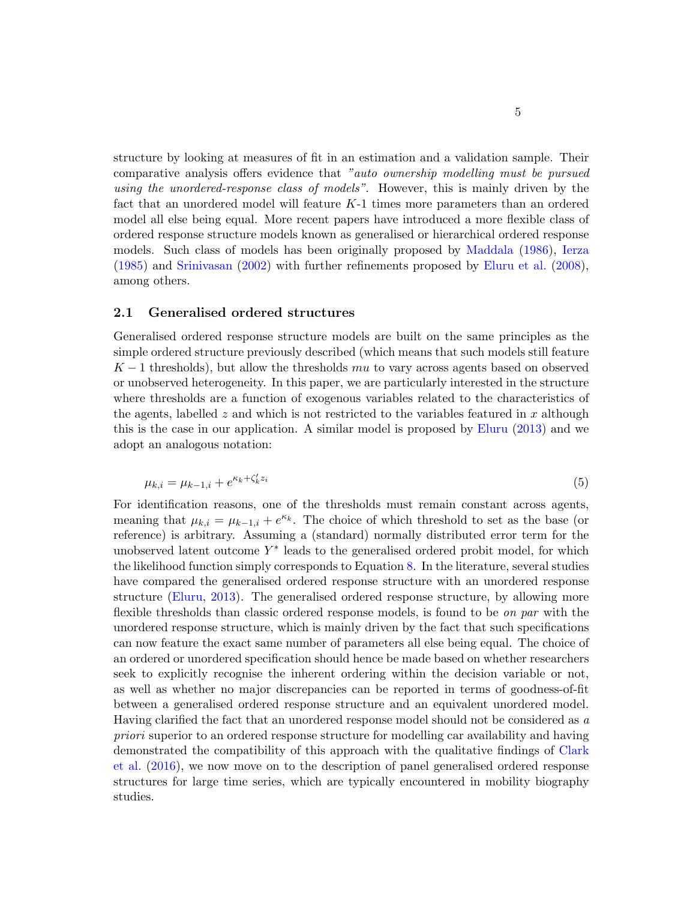structure by looking at measures of fit in an estimation and a validation sample. Their comparative analysis offers evidence that *"auto ownership modelling must be pursued using the unordered-response class of models"*. However, this is mainly driven by the fact that an unordered model will feature $K$-1 times more parameters than an ordered model all else being equal. More recent papers have introduced a more flexible class of ordered response structure models known as generalised or hierarchical ordered response models. Such class of models has been originally proposed by Maddala (1986), Ierza (1985) and Srinivasan (2002) with further refinements proposed by Eluru et al. (2008), among others.

## 2.1 Generalised ordered structures

Generalised ordered response structure models are built on the same principles as the simple ordered structure previously described (which means that such models still feature $K-1$ thresholds), but allow the thresholds $mu$ to vary across agents based on observed or unobserved heterogeneity. In this paper, we are particularly interested in the structure where thresholds are a function of exogenous variables related to the characteristics of the agents, labelled $z$ and which is not restricted to the variables featured in $x$ although this is the case in our application. A similar model is proposed by Eluru (2013) and we adopt an analogous notation:

$$\mu_{k,i} = \mu_{k-1,i} + e^{\kappa_k + \zeta_k' z_i} \tag{5}$$

For identification reasons, one of the thresholds must remain constant across agents, meaning that $\mu_{k,i} = \mu_{k-1,i} + e^{\kappa_k}$. The choice of which threshold to set as the base (or reference) is arbitrary. Assuming a (standard) normally distributed error term for the unobserved latent outcome $Y^*$ leads to the generalised ordered probit model, for which the likelihood function simply corresponds to Equation 8. In the literature, several studies have compared the generalised ordered response structure with an unordered response structure (Eluru, 2013). The generalised ordered response structure, by allowing more flexible thresholds than classic ordered response models, is found to be *on par* with the unordered response structure, which is mainly driven by the fact that such specifications can now feature the exact same number of parameters all else being equal. The choice of an ordered or unordered specification should hence be made based on whether researchers seek to explicitly recognise the inherent ordering within the decision variable or not, as well as whether no major discrepancies can be reported in terms of goodness-of-fit between a generalised ordered response structure and an equivalent unordered model. Having clarified the fact that an unordered response model should not be considered as *a priori* superior to an ordered response structure for modelling car availability and having demonstrated the compatibility of this approach with the qualitative findings of Clark et al. (2016), we now move on to the description of panel generalised ordered response structures for large time series, which are typically encountered in mobility biography studies.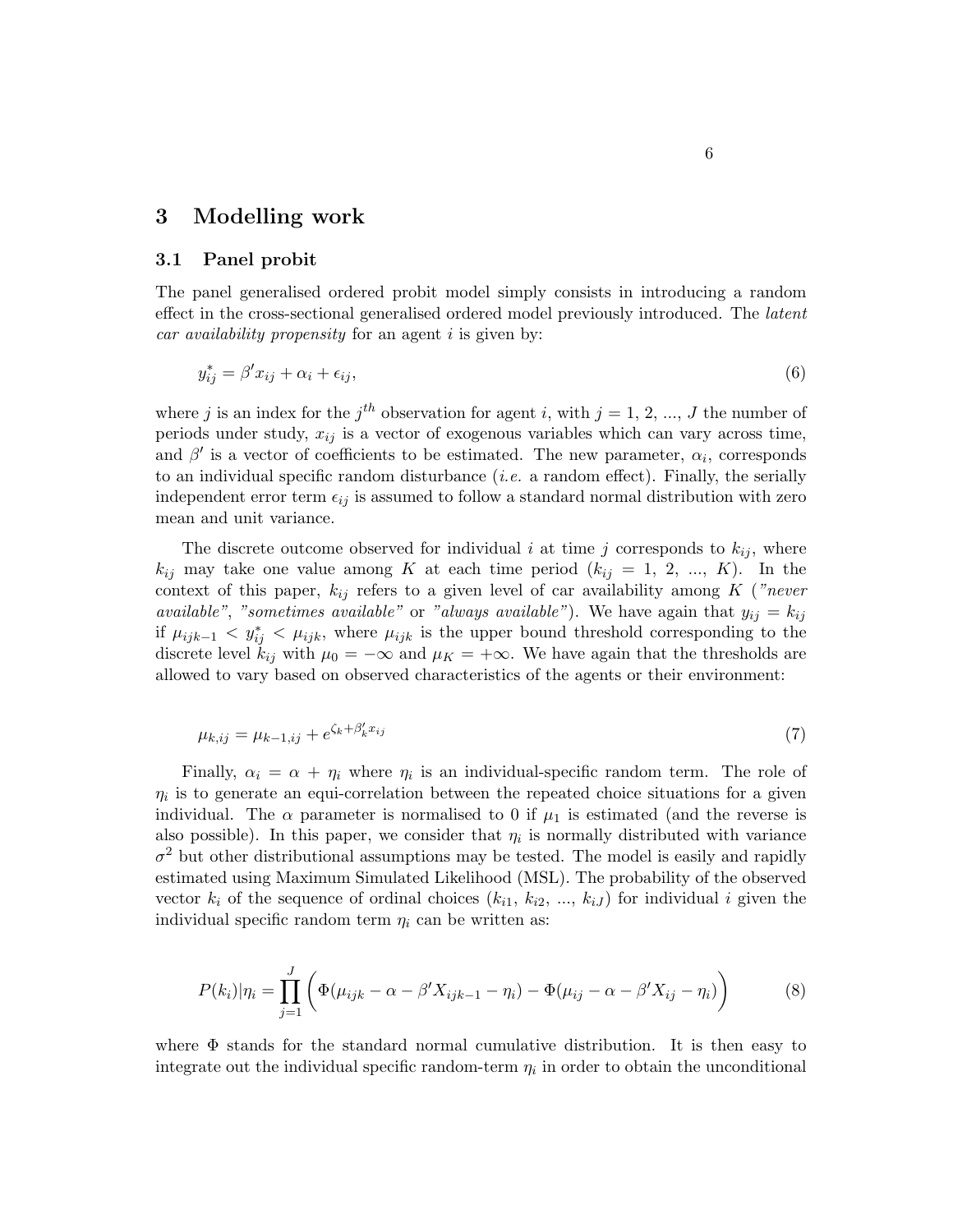## 3 Modelling work

### 3.1 Panel probit

The panel generalised ordered probit model simply consists in introducing a random effect in the cross-sectional generalised ordered model previously introduced. The *latent car availability propensity* for an agent $i$ is given by:

$$y^*_{ij} = \beta' x_{ij} + \alpha_i + \epsilon_{ij}, \tag{6}$$

where $j$ is an index for the $j^{th}$ observation for agent $i$, with $j = 1, 2, ..., J$ the number of periods under study, $x_{ij}$ is a vector of exogenous variables which can vary across time, and $\beta'$ is a vector of coefficients to be estimated. The new parameter, $\alpha_i$, corresponds to an individual specific random disturbance (*i.e.* a random effect). Finally, the serially independent error term $\epsilon_{ij}$ is assumed to follow a standard normal distribution with zero mean and unit variance.

The discrete outcome observed for individual $i$ at time $j$ corresponds to $k_{ij}$, where $k_{ij}$ may take one value among $K$ at each time period ($k_{ij} = 1, 2, ..., K$). In the context of this paper, $k_{ij}$ refers to a given level of car availability among $K$ (*"never available"*, *"sometimes available"* or *"always available"*). We have again that $y_{ij} = k_{ij}$ if $\mu_{ijk-1} < y^*_{ij} < \mu_{ijk}$, where $\mu_{ijk}$ is the upper bound threshold corresponding to the discrete level $k_{ij}$ with $\mu_0 = -\infty$ and $\mu_K = +\infty$. We have again that the thresholds are allowed to vary based on observed characteristics of the agents or their environment:

$$\mu_{k,ij} = \mu_{k-1,ij} + e^{\zeta_k + \beta'_k x_{ij}} \tag{7}$$

Finally, $\alpha_i = \alpha + \eta_i$ where $\eta_i$ is an individual-specific random term. The role of $\eta_i$ is to generate an equi-correlation between the repeated choice situations for a given individual. The $\alpha$ parameter is normalised to 0 if $\mu_1$ is estimated (and the reverse is also possible). In this paper, we consider that $\eta_i$ is normally distributed with variance $\sigma^2$ but other distributional assumptions may be tested. The model is easily and rapidly estimated using Maximum Simulated Likelihood (MSL). The probability of the observed vector $k_i$ of the sequence of ordinal choices ($k_{i1}$, $k_{i2}$, ..., $k_{iJ}$) for individual $i$ given the individual specific random term $\eta_i$ can be written as:

$$P(k_i)|\eta_i = \prod_{j=1}^{J} \left( \Phi(\mu_{ijk} - \alpha - \beta' X_{ijk-1} - \eta_i) - \Phi(\mu_{ij} - \alpha - \beta' X_{ij} - \eta_i) \right) \tag{8}$$

where $\Phi$ stands for the standard normal cumulative distribution. It is then easy to integrate out the individual specific random-term $\eta_i$ in order to obtain the unconditional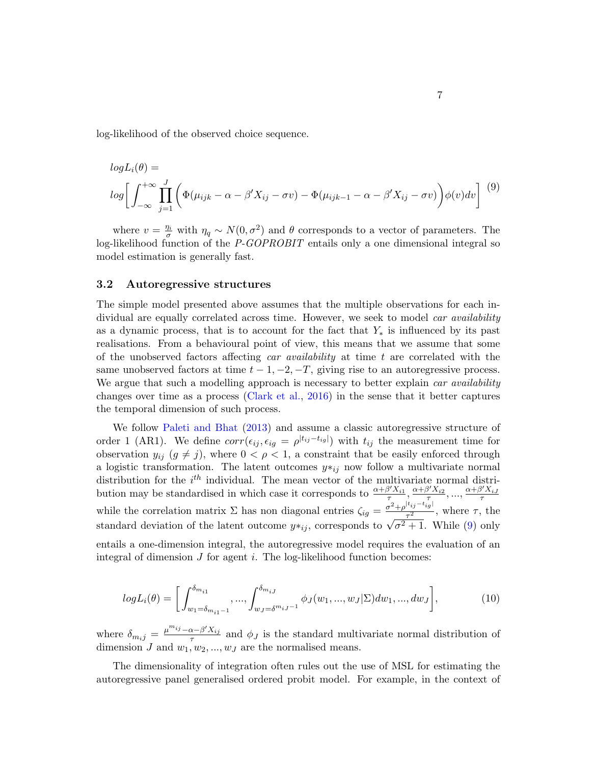log-likelihood of the observed choice sequence.

$$
\begin{aligned}
&logL_i(\theta) = \\
&log\bigg[\int_{-\infty}^{+\infty}\prod_{j=1}^{J}\bigg(\Phi(\mu_{ijk}-\alpha-\beta' X_{ij}-\sigma v)-\Phi(\mu_{ijk-1}-\alpha-\beta' X_{ij}-\sigma v)\bigg)\phi(v)dv\bigg]
\end{aligned} \quad (9)
$$

where $v = \frac{\eta_i}{\sigma}$ with $\eta_q \sim N(0, \sigma^2)$ and $\theta$ corresponds to a vector of parameters. The log-likelihood function of the *P-GOPROBIT* entails only a one dimensional integral so model estimation is generally fast.

### 3.2 Autoregressive structures

The simple model presented above assumes that the multiple observations for each individual are equally correlated across time. However, we seek to model *car availability* as a dynamic process, that is to account for the fact that $Y_*$ is influenced by its past realisations. From a behavioural point of view, this means that we assume that some of the unobserved factors affecting *car availability* at time $t$ are correlated with the same unobserved factors at time $t-1, -2, -T$, giving rise to an autoregressive process. We argue that such a modelling approach is necessary to better explain *car availability* changes over time as a process (Clark et al., 2016) in the sense that it better captures the temporal dimension of such process.

We follow Paleti and Bhat (2013) and assume a classic autoregressive structure of order 1 (AR1). We define $corr(\epsilon_{ij}, \epsilon_{ig} = \rho^{|t_{ij}-t_{ig}|})$ with $t_{ij}$ the measurement time for observation $y_{ij}$ ($g \neq j$), where $0 < \rho < 1$, a constraint that be easily enforced through a logistic transformation. The latent outcomes $y*_{ij}$ now follow a multivariate normal distribution for the $i^{th}$ individual. The mean vector of the multivariate normal distribution may be standardised in which case it corresponds to $\frac{\alpha+\beta' X_{i1}}{\tau}, \frac{\alpha+\beta' X_{i2}}{\tau}, ..., \frac{\alpha+\beta' X_{iJ}}{\tau}$ while the correlation matrix $\Sigma$ has non diagonal entries $\zeta_{ig} = \frac{\sigma^2+\rho^{|t_{ij}-t_{ig}|}}{\tau^2}$, where $\tau$, the standard deviation of the latent outcome $y*_{ij}$, corresponds to $\sqrt{\sigma^2+1}$. While (9) only entails a one-dimension integral, the autoregressive model requires the evaluation of an integral of dimension $J$ for agent $i$. The log-likelihood function becomes:

$$
logL_i(\theta) = \bigg[\int_{w_1=\delta_{m_{i1}-1}}^{\delta_{m_{i1}}}, ..., \int_{w_J=\delta^{m_{iJ}-1}}^{\delta_{m_{iJ}}} \phi_J(w_1, ..., w_J|\Sigma)dw_1, ..., dw_J\bigg], \quad (10)
$$

where $\delta_{m_{ij}} = \frac{\mu^{m_{ij}}-\alpha-\beta' X_{ij}}{\tau}$ and $\phi_J$ is the standard multivariate normal distribution of dimension $J$ and $w_1, w_2, ..., w_J$ are the normalised means.

The dimensionality of integration often rules out the use of MSL for estimating the autoregressive panel generalised ordered probit model. For example, in the context of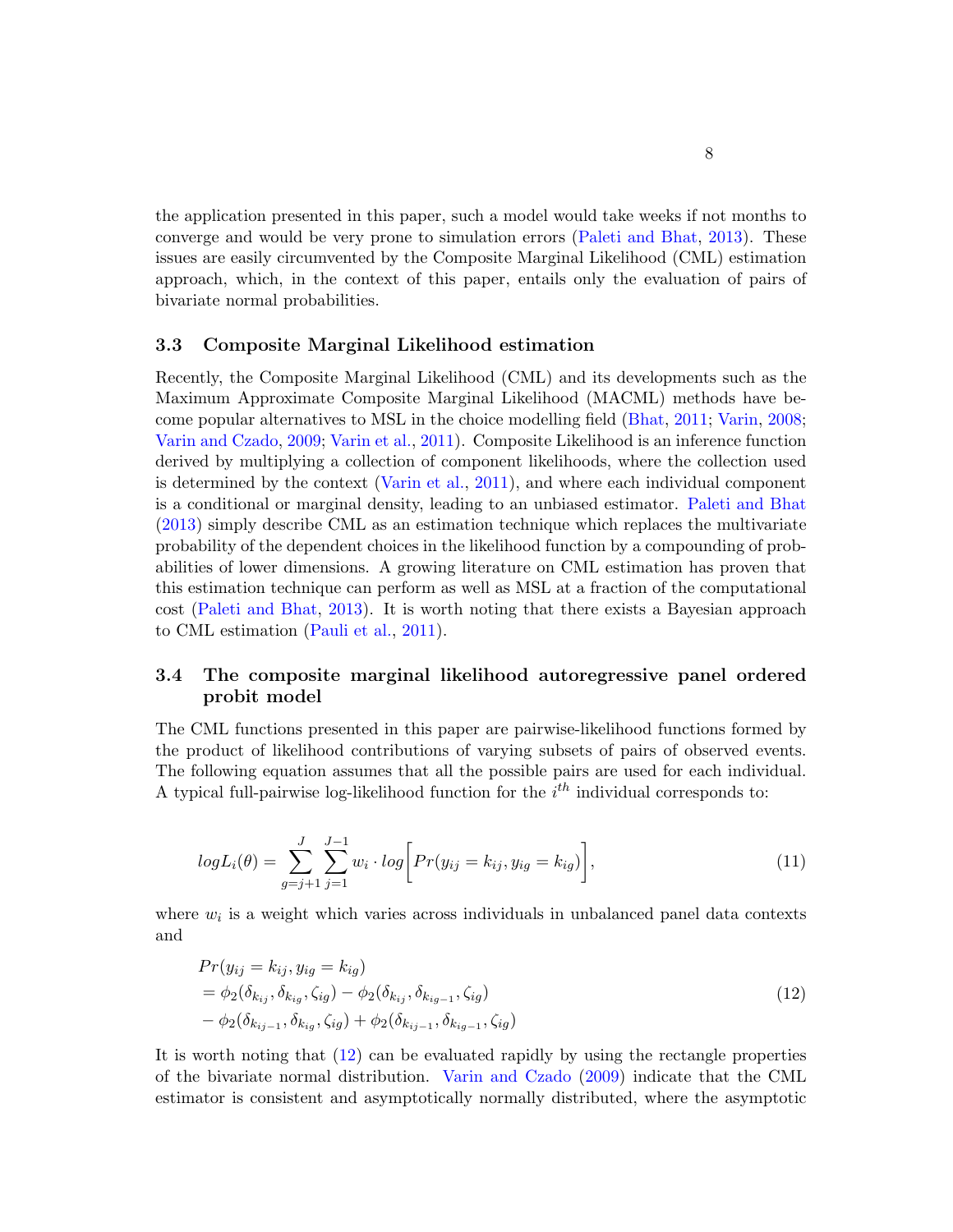the application presented in this paper, such a model would take weeks if not months to converge and would be very prone to simulation errors (Paleti and Bhat, 2013). These issues are easily circumvented by the Composite Marginal Likelihood (CML) estimation approach, which, in the context of this paper, entails only the evaluation of pairs of bivariate normal probabilities.

### 3.3 Composite Marginal Likelihood estimation

Recently, the Composite Marginal Likelihood (CML) and its developments such as the Maximum Approximate Composite Marginal Likelihood (MACML) methods have become popular alternatives to MSL in the choice modelling field (Bhat, 2011; Varin, 2008; Varin and Czado, 2009; Varin et al., 2011). Composite Likelihood is an inference function derived by multiplying a collection of component likelihoods, where the collection used is determined by the context (Varin et al., 2011), and where each individual component is a conditional or marginal density, leading to an unbiased estimator. Paleti and Bhat (2013) simply describe CML as an estimation technique which replaces the multivariate probability of the dependent choices in the likelihood function by a compounding of probabilities of lower dimensions. A growing literature on CML estimation has proven that this estimation technique can perform as well as MSL at a fraction of the computational cost (Paleti and Bhat, 2013). It is worth noting that there exists a Bayesian approach to CML estimation (Pauli et al., 2011).

### 3.4 The composite marginal likelihood autoregressive panel ordered probit model

The CML functions presented in this paper are pairwise-likelihood functions formed by the product of likelihood contributions of varying subsets of pairs of observed events. The following equation assumes that all the possible pairs are used for each individual. A typical full-pairwise log-likelihood function for the $i^{th}$ individual corresponds to:

$$logL_i(\theta) = \sum_{g=j+1}^{J} \sum_{j=1}^{J-1} w_i \cdot log\Big[Pr(y_{ij} = k_{ij}, y_{ig} = k_{ig})\Big], \tag{11}$$

where $w_i$ is a weight which varies across individuals in unbalanced panel data contexts and

$$\begin{aligned}
&Pr(y_{ij} = k_{ij}, y_{ig} = k_{ig}) \\
&= \phi_2(\delta_{k_{ij}}, \delta_{k_{ig}}, \zeta_{ig}) - \phi_2(\delta_{k_{ij}}, \delta_{k_{ig-1}}, \zeta_{ig}) \\
&- \phi_2(\delta_{k_{ij-1}}, \delta_{k_{ig}}, \zeta_{ig}) + \phi_2(\delta_{k_{ij-1}}, \delta_{k_{ig-1}}, \zeta_{ig})
\end{aligned} \tag{12}$$

It is worth noting that (12) can be evaluated rapidly by using the rectangle properties of the bivariate normal distribution. Varin and Czado (2009) indicate that the CML estimator is consistent and asymptotically normally distributed, where the asymptotic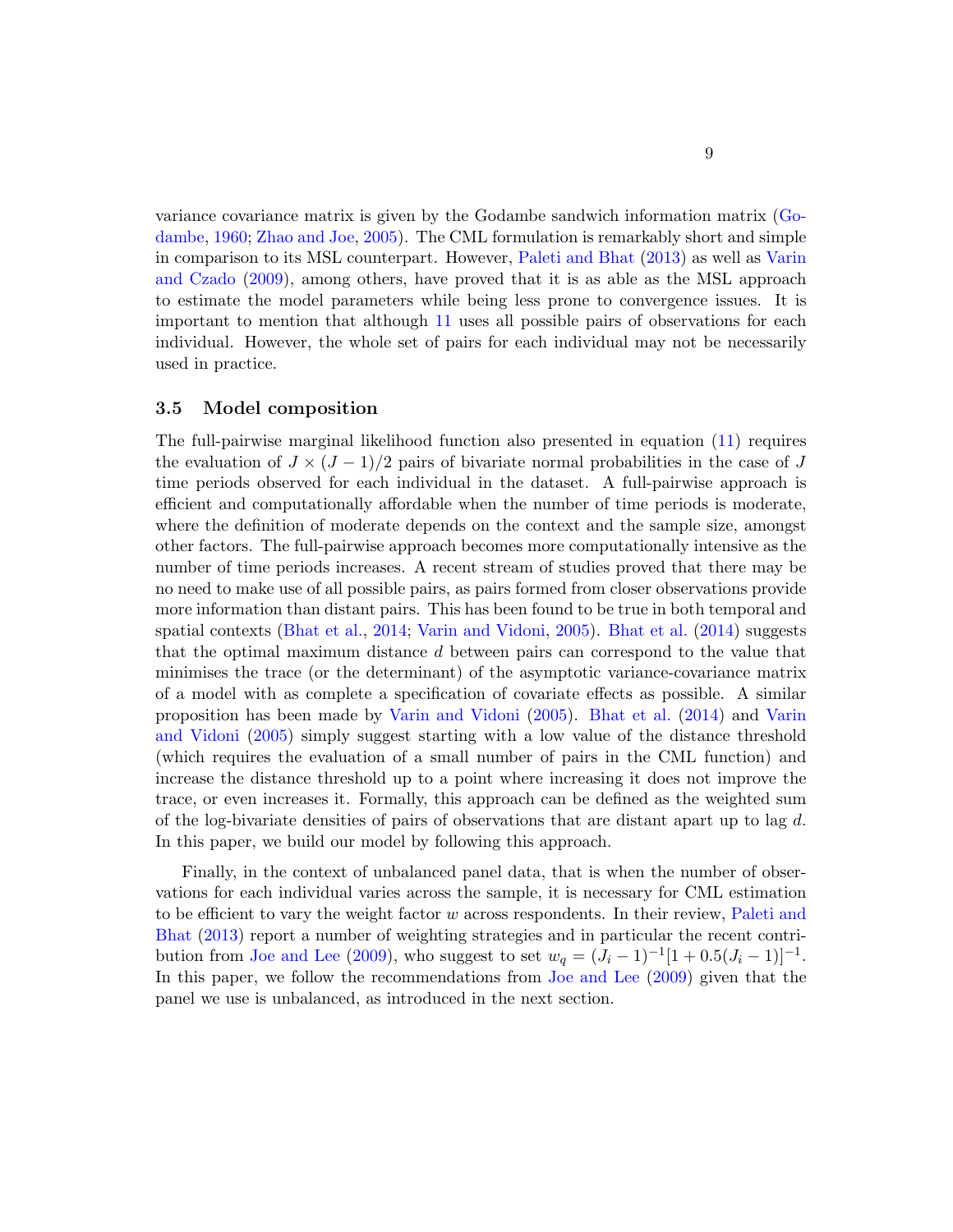variance covariance matrix is given by the Godambe sandwich information matrix (Godambe, 1960; Zhao and Joe, 2005). The CML formulation is remarkably short and simple in comparison to its MSL counterpart. However, Paleti and Bhat (2013) as well as Varin and Czado (2009), among others, have proved that it is as able as the MSL approach to estimate the model parameters while being less prone to convergence issues. It is important to mention that although 11 uses all possible pairs of observations for each individual. However, the whole set of pairs for each individual may not be necessarily used in practice.

### 3.5 Model composition

The full-pairwise marginal likelihood function also presented in equation (11) requires the evaluation of $J \times (J-1)/2$ pairs of bivariate normal probabilities in the case of $J$ time periods observed for each individual in the dataset. A full-pairwise approach is efficient and computationally affordable when the number of time periods is moderate, where the definition of moderate depends on the context and the sample size, amongst other factors. The full-pairwise approach becomes more computationally intensive as the number of time periods increases. A recent stream of studies proved that there may be no need to make use of all possible pairs, as pairs formed from closer observations provide more information than distant pairs. This has been found to be true in both temporal and spatial contexts (Bhat et al., 2014; Varin and Vidoni, 2005). Bhat et al. (2014) suggests that the optimal maximum distance $d$ between pairs can correspond to the value that minimises the trace (or the determinant) of the asymptotic variance-covariance matrix of a model with as complete a specification of covariate effects as possible. A similar proposition has been made by Varin and Vidoni (2005). Bhat et al. (2014) and Varin and Vidoni (2005) simply suggest starting with a low value of the distance threshold (which requires the evaluation of a small number of pairs in the CML function) and increase the distance threshold up to a point where increasing it does not improve the trace, or even increases it. Formally, this approach can be defined as the weighted sum of the log-bivariate densities of pairs of observations that are distant apart up to lag $d$. In this paper, we build our model by following this approach.

Finally, in the context of unbalanced panel data, that is when the number of observations for each individual varies across the sample, it is necessary for CML estimation to be efficient to vary the weight factor $w$ across respondents. In their review, Paleti and Bhat (2013) report a number of weighting strategies and in particular the recent contribution from Joe and Lee (2009), who suggest to set $w_q = (J_i - 1)^{-1}[1 + 0.5(J_i - 1)]^{-1}$. In this paper, we follow the recommendations from Joe and Lee (2009) given that the panel we use is unbalanced, as introduced in the next section.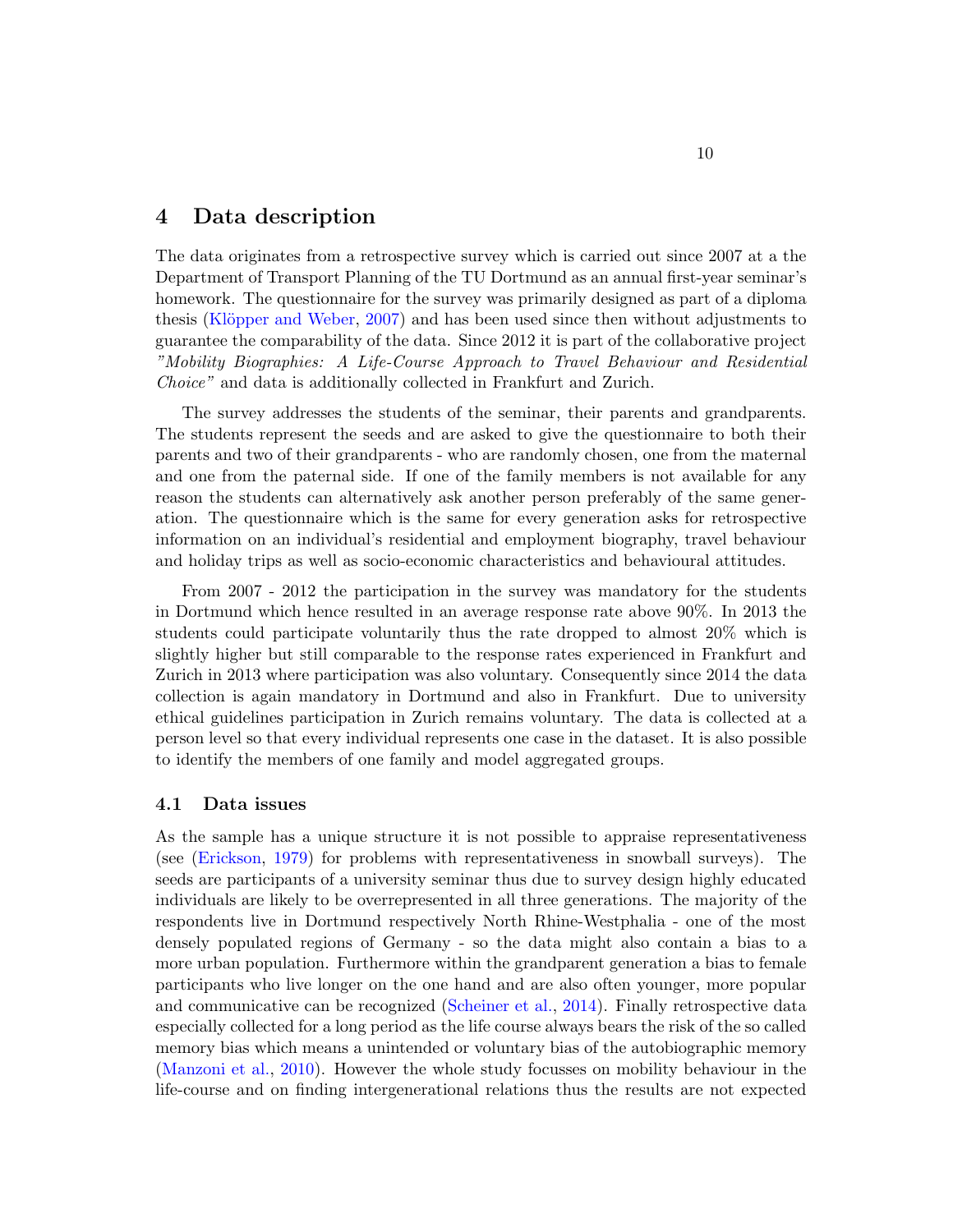## 4 Data description

The data originates from a retrospective survey which is carried out since 2007 at a the Department of Transport Planning of the TU Dortmund as an annual first-year seminar's homework. The questionnaire for the survey was primarily designed as part of a diploma thesis (Klöpper and Weber, 2007) and has been used since then without adjustments to guarantee the comparability of the data. Since 2012 it is part of the collaborative project *"Mobility Biographies: A Life-Course Approach to Travel Behaviour and Residential Choice"* and data is additionally collected in Frankfurt and Zurich.

The survey addresses the students of the seminar, their parents and grandparents. The students represent the seeds and are asked to give the questionnaire to both their parents and two of their grandparents - who are randomly chosen, one from the maternal and one from the paternal side. If one of the family members is not available for any reason the students can alternatively ask another person preferably of the same generation. The questionnaire which is the same for every generation asks for retrospective information on an individual's residential and employment biography, travel behaviour and holiday trips as well as socio-economic characteristics and behavioural attitudes.

From 2007 - 2012 the participation in the survey was mandatory for the students in Dortmund which hence resulted in an average response rate above 90%. In 2013 the students could participate voluntarily thus the rate dropped to almost 20% which is slightly higher but still comparable to the response rates experienced in Frankfurt and Zurich in 2013 where participation was also voluntary. Consequently since 2014 the data collection is again mandatory in Dortmund and also in Frankfurt. Due to university ethical guidelines participation in Zurich remains voluntary. The data is collected at a person level so that every individual represents one case in the dataset. It is also possible to identify the members of one family and model aggregated groups.

### 4.1 Data issues

As the sample has a unique structure it is not possible to appraise representativeness (see (Erickson, 1979) for problems with representativeness in snowball surveys). The seeds are participants of a university seminar thus due to survey design highly educated individuals are likely to be overrepresented in all three generations. The majority of the respondents live in Dortmund respectively North Rhine-Westphalia - one of the most densely populated regions of Germany - so the data might also contain a bias to a more urban population. Furthermore within the grandparent generation a bias to female participants who live longer on the one hand and are also often younger, more popular and communicative can be recognized (Scheiner et al., 2014). Finally retrospective data especially collected for a long period as the life course always bears the risk of the so called memory bias which means a unintended or voluntary bias of the autobiographic memory (Manzoni et al., 2010). However the whole study focusses on mobility behaviour in the life-course and on finding intergenerational relations thus the results are not expected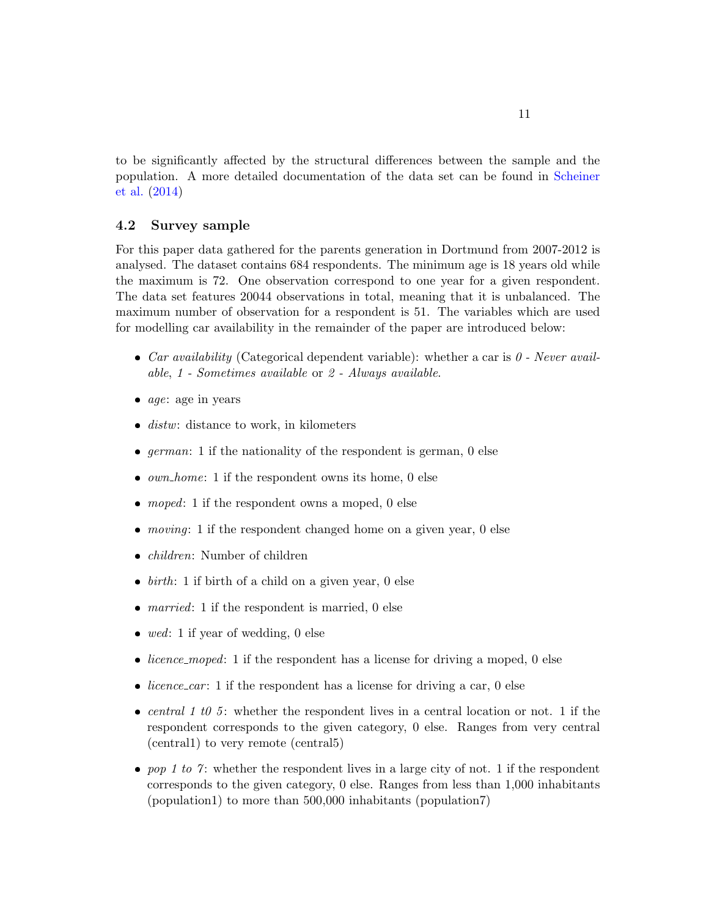to be significantly affected by the structural differences between the sample and the population. A more detailed documentation of the data set can be found in Scheiner et al. (2014)

### 4.2 Survey sample

For this paper data gathered for the parents generation in Dortmund from 2007-2012 is analysed. The dataset contains 684 respondents. The minimum age is 18 years old while the maximum is 72. One observation correspond to one year for a given respondent. The data set features 20044 observations in total, meaning that it is unbalanced. The maximum number of observation for a respondent is 51. The variables which are used for modelling car availability in the remainder of the paper are introduced below:

- *Car availability* (Categorical dependent variable): whether a car is *0 - Never available*, *1 - Sometimes available* or *2 - Always available*.
- *age*: age in years
- *distw*: distance to work, in kilometers
- *german*: 1 if the nationality of the respondent is german, 0 else
- *own_home*: 1 if the respondent owns its home, 0 else
- *moped*: 1 if the respondent owns a moped, 0 else
- *moving*: 1 if the respondent changed home on a given year, 0 else
- *children*: Number of children
- *birth*: 1 if birth of a child on a given year, 0 else
- *married*: 1 if the respondent is married, 0 else
- *wed*: 1 if year of wedding, 0 else
- *licence_moped*: 1 if the respondent has a license for driving a moped, 0 else
- *licence_car*: 1 if the respondent has a license for driving a car, 0 else
- *central 1 t0 5*: whether the respondent lives in a central location or not. 1 if the respondent corresponds to the given category, 0 else. Ranges from very central (central1) to very remote (central5)
- *pop 1 to 7*: whether the respondent lives in a large city of not. 1 if the respondent corresponds to the given category, 0 else. Ranges from less than 1,000 inhabitants (population1) to more than 500,000 inhabitants (population7)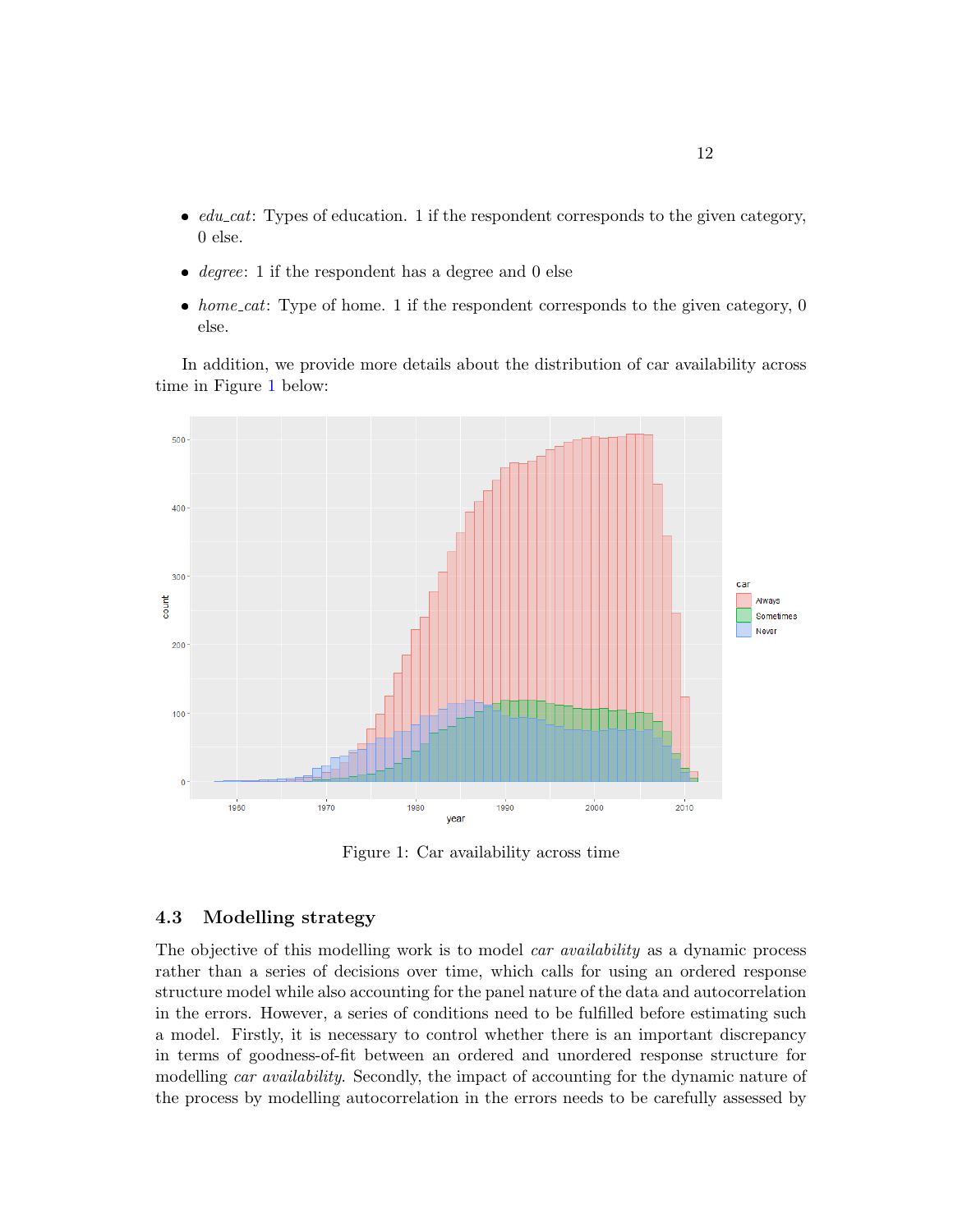- *edu_cat*: Types of education. 1 if the respondent corresponds to the given category, 0 else.
- *degree*: 1 if the respondent has a degree and 0 else
- *home_cat*: Type of home. 1 if the respondent corresponds to the given category, 0 else.

In addition, we provide more details about the distribution of car availability across time in Figure 1 below:

Figure 1: Car availability across time

### 4.3 Modelling strategy

The objective of this modelling work is to model *car availability* as a dynamic process rather than a series of decisions over time, which calls for using an ordered response structure model while also accounting for the panel nature of the data and autocorrelation in the errors. However, a series of conditions need to be fulfilled before estimating such a model. Firstly, it is necessary to control whether there is an important discrepancy in terms of goodness-of-fit between an ordered and unordered response structure for modelling *car availability*. Secondly, the impact of accounting for the dynamic nature of the process by modelling autocorrelation in the errors needs to be carefully assessed by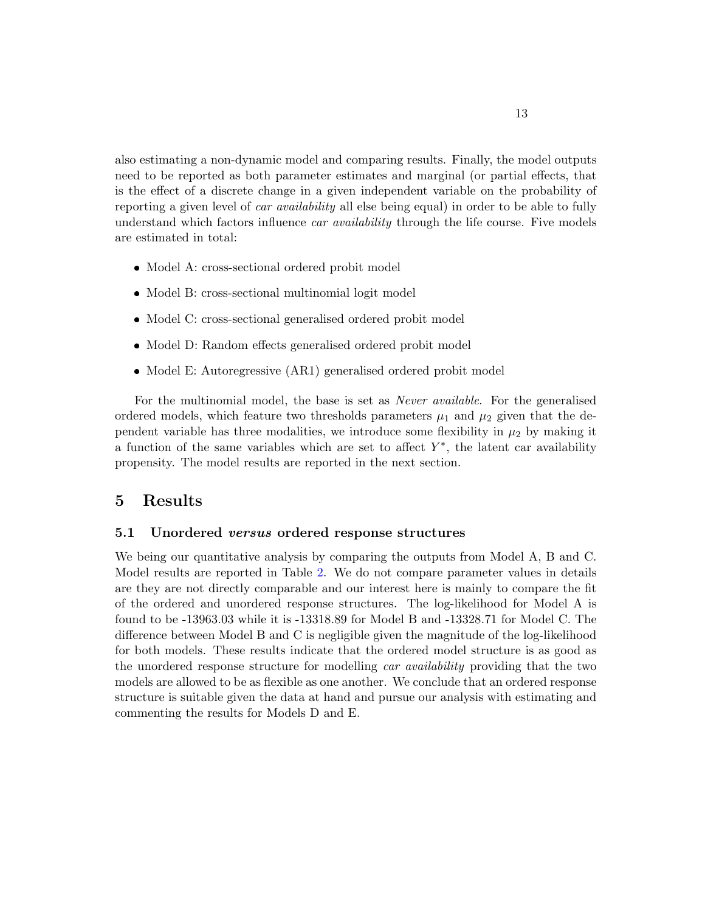also estimating a non-dynamic model and comparing results. Finally, the model outputs need to be reported as both parameter estimates and marginal (or partial effects, that is the effect of a discrete change in a given independent variable on the probability of reporting a given level of *car availability* all else being equal) in order to be able to fully understand which factors influence *car availability* through the life course. Five models are estimated in total:

- Model A: cross-sectional ordered probit model
- Model B: cross-sectional multinomial logit model
- Model C: cross-sectional generalised ordered probit model
- Model D: Random effects generalised ordered probit model
- Model E: Autoregressive (AR1) generalised ordered probit model

For the multinomial model, the base is set as *Never available*. For the generalised ordered models, which feature two thresholds parameters $\mu_1$ and $\mu_2$ given that the dependent variable has three modalities, we introduce some flexibility in $\mu_2$ by making it a function of the same variables which are set to affect $Y^*$, the latent car availability propensity. The model results are reported in the next section.

# 5 Results

## 5.1 Unordered *versus* ordered response structures

We being our quantitative analysis by comparing the outputs from Model A, B and C. Model results are reported in Table 2. We do not compare parameter values in details are they are not directly comparable and our interest here is mainly to compare the fit of the ordered and unordered response structures. The log-likelihood for Model A is found to be -13963.03 while it is -13318.89 for Model B and -13328.71 for Model C. The difference between Model B and C is negligible given the magnitude of the log-likelihood for both models. These results indicate that the ordered model structure is as good as the unordered response structure for modelling *car availability* providing that the two models are allowed to be as flexible as one another. We conclude that an ordered response structure is suitable given the data at hand and pursue our analysis with estimating and commenting the results for Models D and E.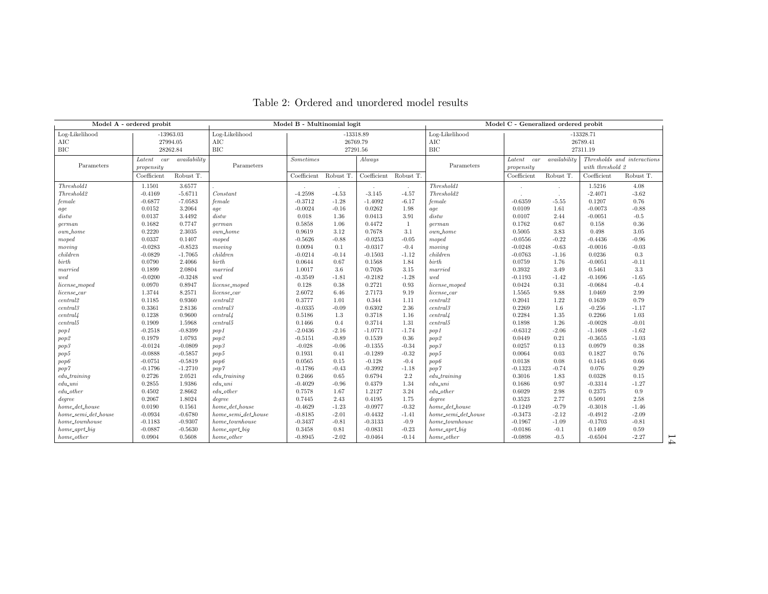# Table 2: Ordered and unordered model results

| Model A - ordered probit | | | Model B - Multinomial logit | | | | | Model C - Generalized ordered probit | | | | |
|---|---|---|---|---|---|---|---|---|---|---|---|---|
| Log-Likelihood | -13963.03 | | Log-Likelihood | -13318.89 | | | | Log-Likelihood | -13328.71 | | | |
| AIC | 27994.05 | | AIC | 26769.79 | | | | AIC | 26789.41 | | | |
| BIC | 28262.84 | | BIC | 27291.56 | | | | BIC | 27311.19 | | | |
| Parameters | *Latent car availability propensity* | | Parameters | *Sometimes* | | *Always* | | Parameters | *Latent car availability propensity* | | *Thresholds and interactions with threshold 2* | |
| | Coefficient | Robust T. | | Coefficient | Robust T. | Coefficient | Robust T. | | Coefficient | Robust T. | Coefficient | Robust T. |
| *Threshold1* | 1.1501 | 3.6577 | . | . | . | . | . | *Threshold1* | . | . | 1.5216 | 4.08 |
| *Threshold2* | -0.4169 | -5.6711 | *Constant* | -4.2598 | -4.53 | -3.145 | -4.57 | *Threshold2* | . | . | -2.4071 | -3.62 |
| *female* | -0.6877 | -7.0583 | *female* | -0.3712 | -1.28 | -1.4092 | -6.17 | *female* | -0.6359 | -5.55 | 0.1207 | 0.76 |
| *age* | 0.0152 | 3.2064 | *age* | -0.0024 | -0.16 | 0.0262 | 1.98 | *age* | 0.0109 | 1.61 | -0.0073 | -0.88 |
| *distw* | 0.0137 | 3.4492 | *distw* | 0.018 | 1.36 | 0.0413 | 3.91 | *distw* | 0.0107 | 2.44 | -0.0051 | -0.5 |
| *german* | 0.1682 | 0.7747 | *german* | 0.5858 | 1.06 | 0.4472 | 1 | *german* | 0.1762 | 0.67 | 0.158 | 0.36 |
| *own_home* | 0.2220 | 2.3035 | *own_home* | 0.9619 | 3.12 | 0.7678 | 3.1 | *own_home* | 0.5005 | 3.83 | 0.498 | 3.05 |
| *moped* | 0.0337 | 0.1407 | *moped* | -0.5626 | -0.88 | -0.0253 | -0.05 | *moped* | -0.0556 | -0.22 | -0.4436 | -0.96 |
| *moving* | -0.0283 | -0.8523 | *moving* | 0.0094 | 0.1 | -0.0317 | -0.4 | *moving* | -0.0248 | -0.63 | -0.0016 | -0.03 |
| *children* | -0.0829 | -1.7065 | *children* | -0.0214 | -0.14 | -0.1503 | -1.12 | *children* | -0.0763 | -1.16 | 0.0236 | 0.3 |
| *birth* | 0.0790 | 2.4066 | *birth* | 0.0644 | 0.67 | 0.1568 | 1.84 | *birth* | 0.0759 | 1.76 | -0.0051 | -0.11 |
| *married* | 0.1899 | 2.0804 | *married* | 1.0017 | 3.6 | 0.7026 | 3.15 | *married* | 0.3932 | 3.49 | 0.5461 | 3.3 |
| *wed* | -0.0200 | -0.3248 | *wed* | -0.3549 | -1.81 | -0.2182 | -1.28 | *wed* | -0.1193 | -1.42 | -0.1696 | -1.65 |
| *license_moped* | 0.0970 | 0.8947 | *license_moped* | 0.128 | 0.38 | 0.2721 | 0.93 | *license_moped* | 0.0424 | 0.31 | -0.0684 | -0.4 |
| *license_car* | 1.3744 | 8.2571 | *license_car* | 2.6072 | 6.46 | 2.7173 | 9.19 | *license_car* | 1.5565 | 9.88 | 1.0469 | 2.99 |
| *central2* | 0.1185 | 0.9360 | *central2* | 0.3777 | 1.01 | 0.344 | 1.11 | *central2* | 0.2041 | 1.22 | 0.1639 | 0.79 |
| *central3* | 0.3361 | 2.8136 | *central3* | -0.0335 | -0.09 | 0.6302 | 2.36 | *central3* | 0.2269 | 1.6 | -0.256 | -1.17 |
| *central4* | 0.1238 | 0.9600 | *central4* | 0.5186 | 1.3 | 0.3718 | 1.16 | *central4* | 0.2284 | 1.35 | 0.2266 | 1.03 |
| *central5* | 0.1909 | 1.5968 | *central5* | 0.1466 | 0.4 | 0.3714 | 1.31 | *central5* | 0.1898 | 1.26 | -0.0028 | -0.01 |
| *pop1* | -0.2518 | -0.8399 | *pop1* | -2.0436 | -2.16 | -1.0771 | -1.74 | *pop1* | -0.6312 | -2.06 | -1.1608 | -1.62 |
| *pop2* | 0.1979 | 1.0793 | *pop2* | -0.5151 | -0.89 | 0.1539 | 0.36 | *pop2* | 0.0449 | 0.21 | -0.3655 | -1.03 |
| *pop3* | -0.0124 | -0.0809 | *pop3* | -0.028 | -0.06 | -0.1355 | -0.34 | *pop3* | 0.0257 | 0.13 | 0.0979 | 0.38 |
| *pop5* | -0.0888 | -0.5857 | *pop5* | 0.1931 | 0.41 | -0.1289 | -0.32 | *pop5* | 0.0064 | 0.03 | 0.1827 | 0.76 |
| *pop6* | -0.0751 | -0.5819 | *pop6* | 0.0565 | 0.15 | -0.128 | -0.4 | *pop6* | 0.0138 | 0.08 | 0.1445 | 0.66 |
| *pop7* | -0.1796 | -1.2710 | *pop7* | -0.1786 | -0.43 | -0.3992 | -1.18 | *pop7* | -0.1323 | -0.74 | 0.076 | 0.29 |
| *edu_training* | 0.2726 | 2.0521 | *edu_training* | 0.2466 | 0.65 | 0.6794 | 2.2 | *edu_training* | 0.3016 | 1.83 | 0.0328 | 0.15 |
| *edu_uni* | 0.2855 | 1.9386 | *edu_uni* | -0.4029 | -0.96 | 0.4379 | 1.34 | *edu_uni* | 0.1686 | 0.97 | -0.3314 | -1.27 |
| *edu_other* | 0.4502 | 2.8662 | *edu_other* | 0.7578 | 1.67 | 1.2127 | 3.24 | *edu_other* | 0.6029 | 2.98 | 0.2375 | 0.9 |
| *degree* | 0.2067 | 1.8024 | *degree* | 0.7445 | 2.43 | 0.4195 | 1.75 | *degree* | 0.3523 | 2.77 | 0.5091 | 2.58 |
| *home_det_house* | 0.0190 | 0.1561 | *home_det_house* | -0.4629 | -1.23 | -0.0977 | -0.32 | *home_det_house* | -0.1249 | -0.79 | -0.3018 | -1.46 |
| *home_semi_det_house* | -0.0934 | -0.6780 | *home_semi_det_house* | -0.8185 | -2.01 | -0.4432 | -1.41 | *home_semi_det_house* | -0.3473 | -2.12 | -0.4912 | -2.09 |
| *home_townhouse* | -0.1183 | -0.9307 | *home_townhouse* | -0.3437 | -0.81 | -0.3133 | -0.9 | *home_townhouse* | -0.1967 | -1.09 | -0.1703 | -0.81 |
| *home_aprt_big* | -0.0887 | -0.5630 | *home_aprt_big* | 0.3458 | 0.81 | -0.0831 | -0.23 | *home_aprt_big* | -0.0186 | -0.1 | 0.1409 | 0.59 |
| *home_other* | 0.0904 | 0.5608 | *home_other* | -0.8945 | -2.02 | -0.0464 | -0.14 | *home_other* | -0.0898 | -0.5 | -0.6504 | -2.27 |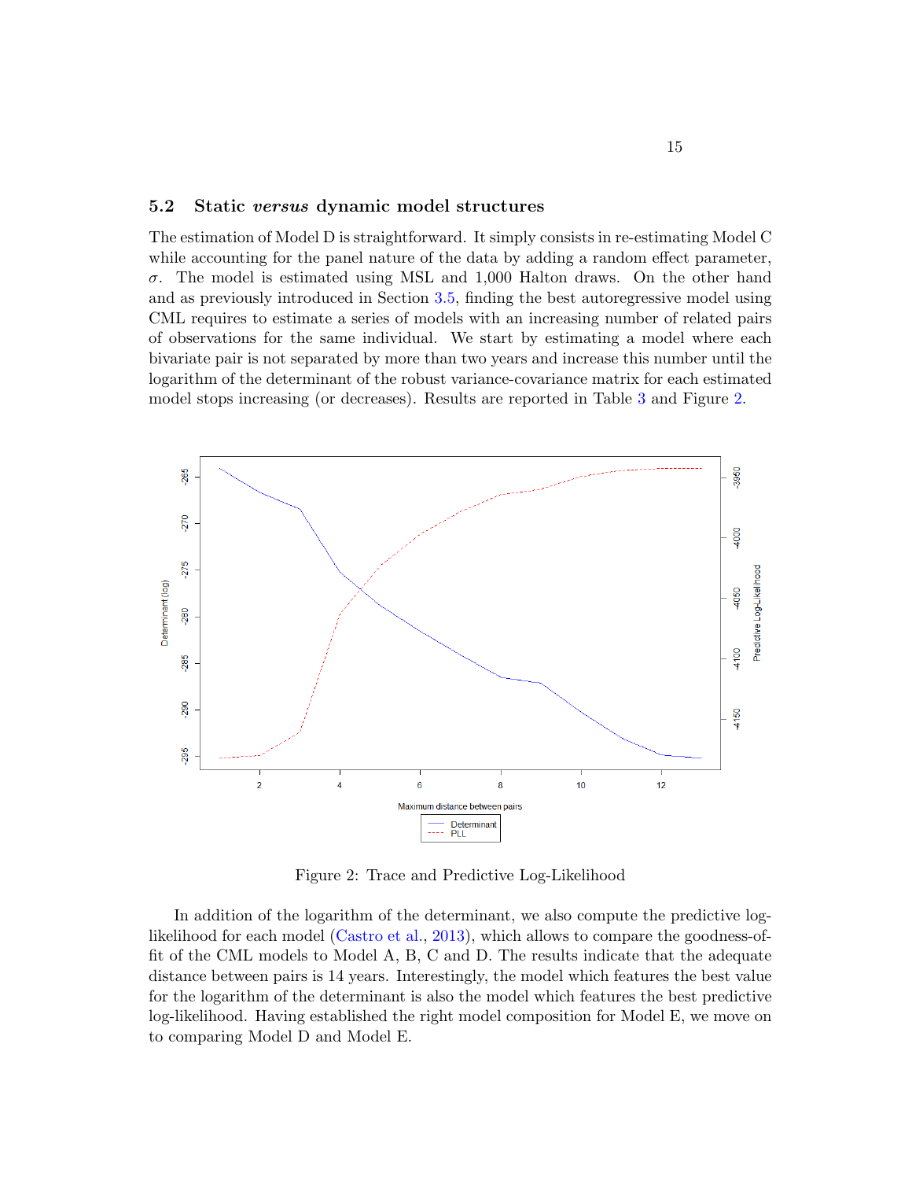### 5.2 Static *versus* dynamic model structures

The estimation of Model D is straightforward. It simply consists in re-estimating Model C while accounting for the panel nature of the data by adding a random effect parameter, $\sigma$. The model is estimated using MSL and 1,000 Halton draws. On the other hand and as previously introduced in Section 3.5, finding the best autoregressive model using CML requires to estimate a series of models with an increasing number of related pairs of observations for the same individual. We start by estimating a model where each bivariate pair is not separated by more than two years and increase this number until the logarithm of the determinant of the robust variance-covariance matrix for each estimated model stops increasing (or decreases). Results are reported in Table 3 and Figure 2.

Figure 2: Trace and Predictive Log-Likelihood

In addition of the logarithm of the determinant, we also compute the predictive log-likelihood for each model (Castro et al., 2013), which allows to compare the goodness-of-fit of the CML models to Model A, B, C and D. The results indicate that the adequate distance between pairs is 14 years. Interestingly, the model which features the best value for the logarithm of the determinant is also the model which features the best predictive log-likelihood. Having established the right model composition for Model E, we move on to comparing Model D and Model E.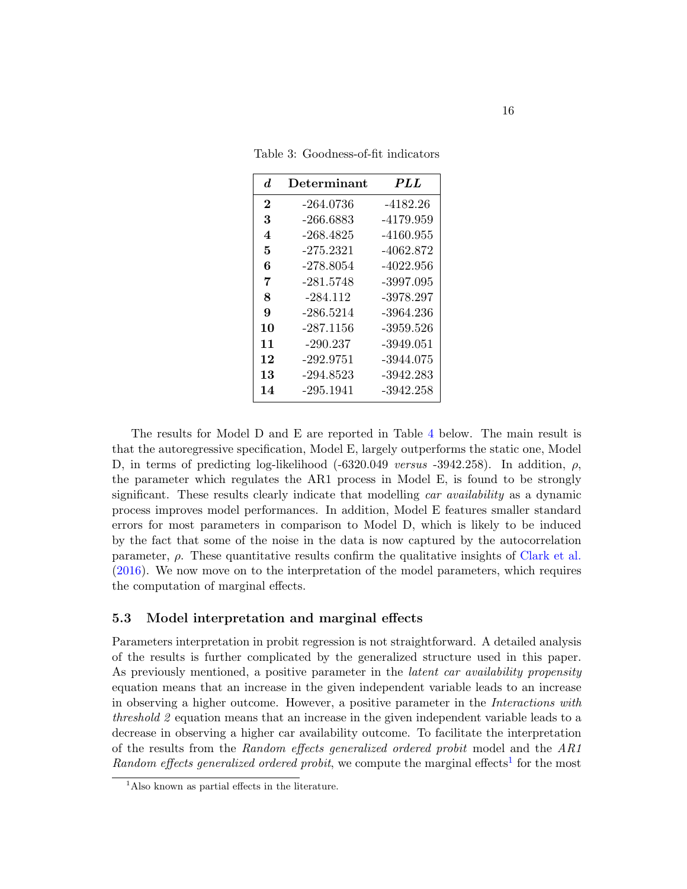Table 3: Goodness-of-fit indicators

| $d$ | Determinant | $PLL$ |
|---|---|---|
| **2** | -264.0736 | -4182.26 |
| **3** | -266.6883 | -4179.959 |
| **4** | -268.4825 | -4160.955 |
| **5** | -275.2321 | -4062.872 |
| **6** | -278.8054 | -4022.956 |
| **7** | -281.5748 | -3997.095 |
| **8** | -284.112 | -3978.297 |
| **9** | -286.5214 | -3964.236 |
| **10** | -287.1156 | -3959.526 |
| **11** | -290.237 | -3949.051 |
| **12** | -292.9751 | -3944.075 |
| **13** | -294.8523 | -3942.283 |
| **14** | -295.1941 | -3942.258 |

The results for Model D and E are reported in Table 4 below. The main result is that the autoregressive specification, Model E, largely outperforms the static one, Model D, in terms of predicting log-likelihood (-6320.049 *versus* -3942.258). In addition, $\rho$, the parameter which regulates the AR1 process in Model E, is found to be strongly significant. These results clearly indicate that modelling *car availability* as a dynamic process improves model performances. In addition, Model E features smaller standard errors for most parameters in comparison to Model D, which is likely to be induced by the fact that some of the noise in the data is now captured by the autocorrelation parameter, $\rho$. These quantitative results confirm the qualitative insights of Clark et al. (2016). We now move on to the interpretation of the model parameters, which requires the computation of marginal effects.

### 5.3 Model interpretation and marginal effects

Parameters interpretation in probit regression is not straightforward. A detailed analysis of the results is further complicated by the generalized structure used in this paper. As previously mentioned, a positive parameter in the *latent car availability propensity* equation means that an increase in the given independent variable leads to an increase in observing a higher outcome. However, a positive parameter in the *Interactions with threshold 2* equation means that an increase in the given independent variable leads to a decrease in observing a higher car availability outcome. To facilitate the interpretation of the results from the *Random effects generalized ordered probit* model and the *AR1 Random effects generalized ordered probit*, we compute the marginal effects[1] for the most

[1] Also known as partial effects in the literature.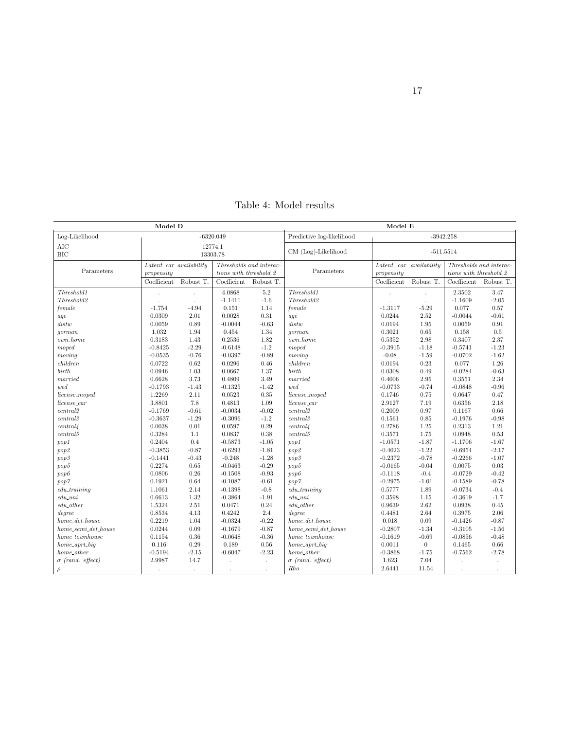Table 4: Model results

| Model D | | | | | Model E | | | | |
|---|---|---|---|---|---|---|---|---|---|
| Log-Likelihood | -6320.049 | | | | Predictive log-likelihood | -3942.258 | | | |
| AIC<br>BIC | 12774.1<br>13303.78 | | | | CM (Log)-Likelihood | -511.5514 | | | |
| Parameters | *Latent car availability propensity* | | *Thresholds and interactions with threshold 2* | | Parameters | *Latent car availability propensity* | | *Thresholds and interactions with threshold 2* | |
| | Coefficient | Robust T. | Coefficient | Robust T. | | Coefficient | Robust T. | Coefficient | Robust T. |
| *Threshold1* | . | . | 4.0868 | 5.2 | *Threshold1* | . | . | 2.3502 | 3.47 |
| *Threshold2* | . | . | -1.1411 | -1.6 | *Threshold2* | . | . | -1.1609 | -2.05 |
| *female* | -1.754 | -4.94 | 0.151 | 1.14 | *female* | -1.3117 | -5.29 | 0.077 | 0.57 |
| *age* | 0.0309 | 2.01 | 0.0028 | 0.31 | *age* | 0.0244 | 2.52 | -0.0044 | -0.61 |
| *distw* | 0.0059 | 0.89 | -0.0044 | -0.63 | *distw* | 0.0194 | 1.95 | 0.0059 | 0.91 |
| *german* | 1.032 | 1.94 | 0.454 | 1.34 | *german* | 0.3021 | 0.65 | 0.158 | 0.5 |
| *own_home* | 0.3183 | 1.43 | 0.2536 | 1.82 | *own_home* | 0.5352 | 2.98 | 0.3407 | 2.37 |
| *moped* | -0.8425 | -2.29 | -0.6148 | -1.2 | *moped* | -0.3915 | -1.18 | -0.5741 | -1.23 |
| *moving* | -0.0535 | -0.76 | -0.0397 | -0.89 | *moving* | -0.08 | -1.59 | -0.0702 | -1.62 |
| *children* | 0.0722 | 0.62 | 0.0296 | 0.46 | *children* | 0.0194 | 0.23 | 0.077 | 1.26 |
| *birth* | 0.0946 | 1.03 | 0.0667 | 1.37 | *birth* | 0.0308 | 0.49 | -0.0284 | -0.63 |
| *married* | 0.6628 | 3.73 | 0.4809 | 3.49 | *married* | 0.4006 | 2.95 | 0.3551 | 2.34 |
| *wed* | -0.1793 | -1.43 | -0.1325 | -1.42 | *wed* | -0.0733 | -0.74 | -0.0848 | -0.96 |
| *license_moped* | 1.2269 | 2.11 | 0.0523 | 0.35 | *license_moped* | 0.1746 | 0.75 | 0.0647 | 0.47 |
| *license_car* | 3.8801 | 7.8 | 0.4813 | 1.09 | *license_car* | 2.9127 | 7.19 | 0.6356 | 2.18 |
| *central2* | -0.1769 | -0.61 | -0.0034 | -0.02 | *central2* | 0.2009 | 0.97 | 0.1167 | 0.66 |
| *central3* | -0.3637 | -1.29 | -0.3096 | -1.2 | *central3* | 0.1561 | 0.85 | -0.1976 | -0.98 |
| *central4* | 0.0038 | 0.01 | 0.0597 | 0.29 | *central4* | 0.2786 | 1.25 | 0.2313 | 1.21 |
| *central5* | 0.3284 | 1.1 | 0.0837 | 0.38 | *central5* | 0.3571 | 1.75 | 0.0948 | 0.53 |
| *pop1* | 0.2404 | 0.4 | -0.5873 | -1.05 | *pop1* | -1.0571 | -1.87 | -1.1706 | -1.67 |
| *pop2* | -0.3853 | -0.87 | -0.6293 | -1.81 | *pop2* | -0.4023 | -1.22 | -0.6954 | -2.17 |
| *pop3* | -0.1441 | -0.43 | -0.248 | -1.28 | *pop3* | -0.2372 | -0.78 | -0.2266 | -1.07 |
| *pop5* | 0.2274 | 0.65 | -0.0463 | -0.29 | *pop5* | -0.0165 | -0.04 | 0.0075 | 0.03 |
| *pop6* | 0.0806 | 0.26 | -0.1508 | -0.93 | *pop6* | -0.1118 | -0.4 | -0.0729 | -0.42 |
| *pop7* | 0.1921 | 0.64 | -0.1087 | -0.61 | *pop7* | -0.2975 | -1.01 | -0.1589 | -0.78 |
| *edu_training* | 1.1061 | 2.14 | -0.1398 | -0.8 | *edu_training* | 0.5777 | 1.89 | -0.0734 | -0.4 |
| *edu_uni* | 0.6613 | 1.32 | -0.3864 | -1.91 | *edu_uni* | 0.3598 | 1.15 | -0.3619 | -1.7 |
| *edu_other* | 1.5324 | 2.51 | 0.0471 | 0.24 | *edu_other* | 0.9639 | 2.62 | 0.0938 | 0.45 |
| *degree* | 0.8534 | 4.13 | 0.4242 | 2.4 | *degree* | 0.4481 | 2.64 | 0.3975 | 2.06 |
| *home_det_house* | 0.2219 | 1.04 | -0.0324 | -0.22 | *home_det_house* | 0.018 | 0.09 | -0.1426 | -0.87 |
| *home_semi_det_house* | 0.0244 | 0.09 | -0.1679 | -0.87 | *home_semi_det_house* | -0.2807 | -1.34 | -0.3105 | -1.56 |
| *home_townhouse* | 0.1154 | 0.36 | -0.0648 | -0.36 | *home_townhouse* | -0.1619 | -0.69 | -0.0856 | -0.48 |
| *home_aprt_big* | 0.116 | 0.29 | 0.189 | 0.56 | *home_aprt_big* | 0.0011 | 0 | 0.1465 | 0.66 |
| *home_other* | -0.5194 | -2.15 | -0.6047 | -2.23 | *home_other* | -0.3868 | -1.75 | -0.7562 | -2.78 |
| $\sigma$ *(rand. effect)* | 2.9987 | 14.7 | . | . | $\sigma$ *(rand. effect)* | 1.623 | 7.04 | . | . |
| $\rho$ | . | . | . | . | *Rho* | 2.6441 | 11.54 | . | . |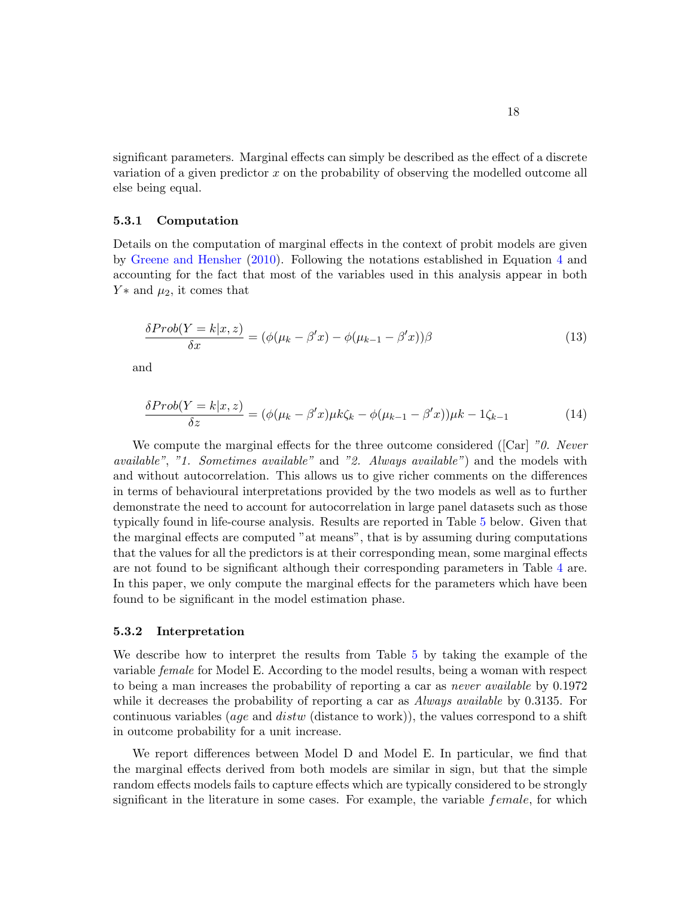significant parameters. Marginal effects can simply be described as the effect of a discrete variation of a given predictor $x$ on the probability of observing the modelled outcome all else being equal.

#### 5.3.1 Computation

Details on the computation of marginal effects in the context of probit models are given by Greene and Hensher (2010). Following the notations established in Equation 4 and accounting for the fact that most of the variables used in this analysis appear in both $Y*$ and $\mu_2$, it comes that

$$\frac{\delta Prob(Y = k|x, z)}{\delta x} = (\phi(\mu_k - \beta' x) - \phi(\mu_{k-1} - \beta' x))\beta \tag{13}$$

and

$$\frac{\delta Prob(Y = k|x, z)}{\delta z} = (\phi(\mu_k - \beta' x)\mu k\zeta_k - \phi(\mu_{k-1} - \beta' x))\mu k - 1\zeta_{k-1} \tag{14}$$

We compute the marginal effects for the three outcome considered ([Car] *"0. Never available"*, *"1. Sometimes available"* and *"2. Always available"*) and the models with and without autocorrelation. This allows us to give richer comments on the differences in terms of behavioural interpretations provided by the two models as well as to further demonstrate the need to account for autocorrelation in large panel datasets such as those typically found in life-course analysis. Results are reported in Table 5 below. Given that the marginal effects are computed "at means", that is by assuming during computations that the values for all the predictors is at their corresponding mean, some marginal effects are not found to be significant although their corresponding parameters in Table 4 are. In this paper, we only compute the marginal effects for the parameters which have been found to be significant in the model estimation phase.

#### 5.3.2 Interpretation

We describe how to interpret the results from Table 5 by taking the example of the variable *female* for Model E. According to the model results, being a woman with respect to being a man increases the probability of reporting a car as *never available* by 0.1972 while it decreases the probability of reporting a car as *Always available* by 0.3135. For continuous variables (*age* and *distw* (distance to work)), the values correspond to a shift in outcome probability for a unit increase.

We report differences between Model D and Model E. In particular, we find that the marginal effects derived from both models are similar in sign, but that the simple random effects models fails to capture effects which are typically considered to be strongly significant in the literature in some cases. For example, the variable $female$, for which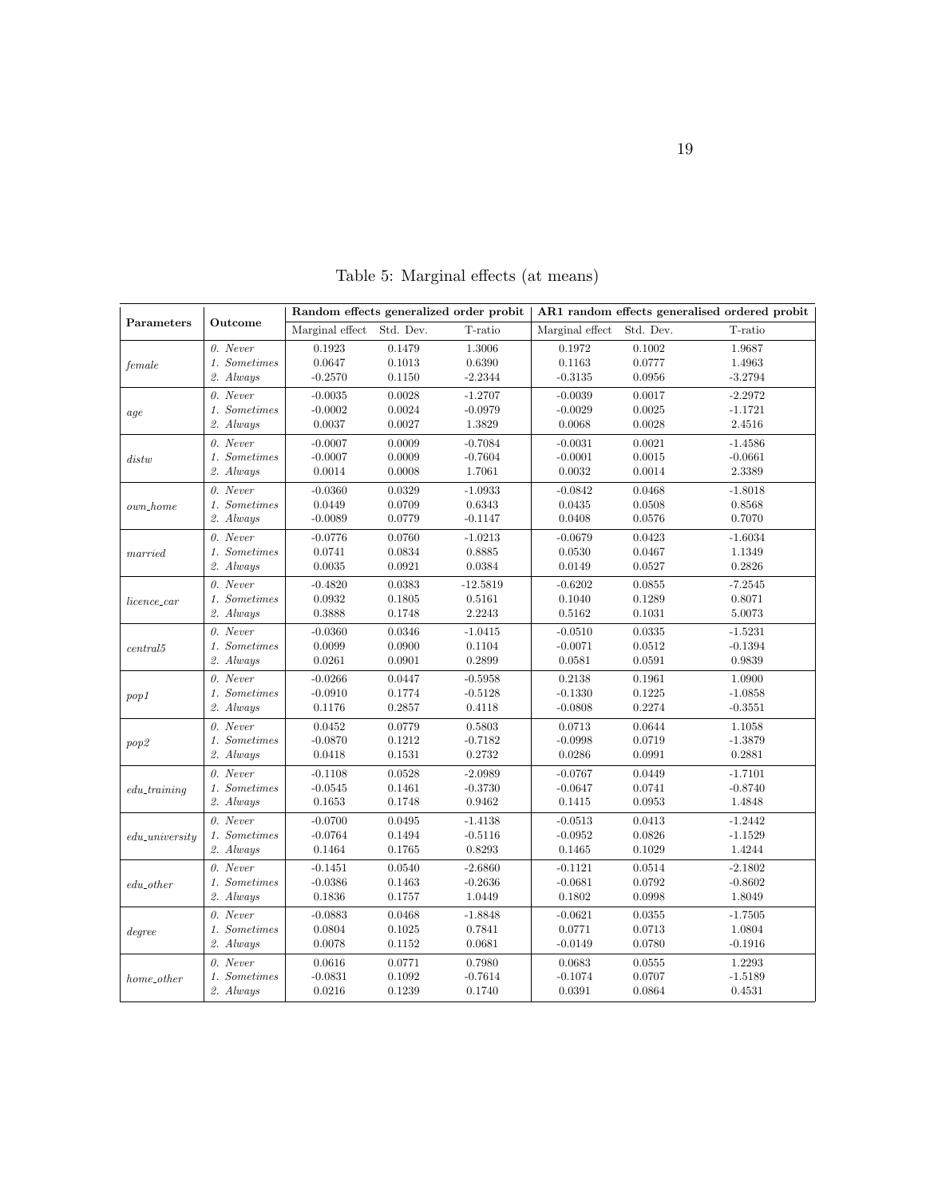Table 5: Marginal effects (at means)

| Parameters | Outcome | Random effects generalized order probit | | | AR1 random effects generalised ordered probit | | |
|---|---|---|---|---|---|---|---|
| | | Marginal effect | Std. Dev. | T-ratio | Marginal effect | Std. Dev. | T-ratio |
| *female* | *0. Never* | 0.1923 | 0.1479 | 1.3006 | 0.1972 | 0.1002 | 1.9687 |
| | *1. Sometimes* | 0.0647 | 0.1013 | 0.6390 | 0.1163 | 0.0777 | 1.4963 |
| | *2. Always* | -0.2570 | 0.1150 | -2.2344 | -0.3135 | 0.0956 | -3.2794 |
| *age* | *0. Never* | -0.0035 | 0.0028 | -1.2707 | -0.0039 | 0.0017 | -2.2972 |
| | *1. Sometimes* | -0.0002 | 0.0024 | -0.0979 | -0.0029 | 0.0025 | -1.1721 |
| | *2. Always* | 0.0037 | 0.0027 | 1.3829 | 0.0068 | 0.0028 | 2.4516 |
| *distw* | *0. Never* | -0.0007 | 0.0009 | -0.7084 | -0.0031 | 0.0021 | -1.4586 |
| | *1. Sometimes* | -0.0007 | 0.0009 | -0.7604 | -0.0001 | 0.0015 | -0.0661 |
| | *2. Always* | 0.0014 | 0.0008 | 1.7061 | 0.0032 | 0.0014 | 2.3389 |
| *own_home* | *0. Never* | -0.0360 | 0.0329 | -1.0933 | -0.0842 | 0.0468 | -1.8018 |
| | *1. Sometimes* | 0.0449 | 0.0709 | 0.6343 | 0.0435 | 0.0508 | 0.8568 |
| | *2. Always* | -0.0089 | 0.0779 | -0.1147 | 0.0408 | 0.0576 | 0.7070 |
| *married* | *0. Never* | -0.0776 | 0.0760 | -1.0213 | -0.0679 | 0.0423 | -1.6034 |
| | *1. Sometimes* | 0.0741 | 0.0834 | 0.8885 | 0.0530 | 0.0467 | 1.1349 |
| | *2. Always* | 0.0035 | 0.0921 | 0.0384 | 0.0149 | 0.0527 | 0.2826 |
| *licence_car* | *0. Never* | -0.4820 | 0.0383 | -12.5819 | -0.6202 | 0.0855 | -7.2545 |
| | *1. Sometimes* | 0.0932 | 0.1805 | 0.5161 | 0.1040 | 0.1289 | 0.8071 |
| | *2. Always* | 0.3888 | 0.1748 | 2.2243 | 0.5162 | 0.1031 | 5.0073 |
| *central5* | *0. Never* | -0.0360 | 0.0346 | -1.0415 | -0.0510 | 0.0335 | -1.5231 |
| | *1. Sometimes* | 0.0099 | 0.0900 | 0.1104 | -0.0071 | 0.0512 | -0.1394 |
| | *2. Always* | 0.0261 | 0.0901 | 0.2899 | 0.0581 | 0.0591 | 0.9839 |
| *pop1* | *0. Never* | -0.0266 | 0.0447 | -0.5958 | 0.2138 | 0.1961 | 1.0900 |
| | *1. Sometimes* | -0.0910 | 0.1774 | -0.5128 | -0.1330 | 0.1225 | -1.0858 |
| | *2. Always* | 0.1176 | 0.2857 | 0.4118 | -0.0808 | 0.2274 | -0.3551 |
| *pop2* | *0. Never* | 0.0452 | 0.0779 | 0.5803 | 0.0713 | 0.0644 | 1.1058 |
| | *1. Sometimes* | -0.0870 | 0.1212 | -0.7182 | -0.0998 | 0.0719 | -1.3879 |
| | *2. Always* | 0.0418 | 0.1531 | 0.2732 | 0.0286 | 0.0991 | 0.2881 |
| *edu_training* | *0. Never* | -0.1108 | 0.0528 | -2.0989 | -0.0767 | 0.0449 | -1.7101 |
| | *1. Sometimes* | -0.0545 | 0.1461 | -0.3730 | -0.0647 | 0.0741 | -0.8740 |
| | *2. Always* | 0.1653 | 0.1748 | 0.9462 | 0.1415 | 0.0953 | 1.4848 |
| *edu_university* | *0. Never* | -0.0700 | 0.0495 | -1.4138 | -0.0513 | 0.0413 | -1.2442 |
| | *1. Sometimes* | -0.0764 | 0.1494 | -0.5116 | -0.0952 | 0.0826 | -1.1529 |
| | *2. Always* | 0.1464 | 0.1765 | 0.8293 | 0.1465 | 0.1029 | 1.4244 |
| *edu_other* | *0. Never* | -0.1451 | 0.0540 | -2.6860 | -0.1121 | 0.0514 | -2.1802 |
| | *1. Sometimes* | -0.0386 | 0.1463 | -0.2636 | -0.0681 | 0.0792 | -0.8602 |
| | *2. Always* | 0.1836 | 0.1757 | 1.0449 | 0.1802 | 0.0998 | 1.8049 |
| *degree* | *0. Never* | -0.0883 | 0.0468 | -1.8848 | -0.0621 | 0.0355 | -1.7505 |
| | *1. Sometimes* | 0.0804 | 0.1025 | 0.7841 | 0.0771 | 0.0713 | 1.0804 |
| | *2. Always* | 0.0078 | 0.1152 | 0.0681 | -0.0149 | 0.0780 | -0.1916 |
| *home_other* | *0. Never* | 0.0616 | 0.0771 | 0.7980 | 0.0683 | 0.0555 | 1.2293 |
| | *1. Sometimes* | -0.0831 | 0.1092 | -0.7614 | -0.1074 | 0.0707 | -1.5189 |
| | *2. Always* | 0.0216 | 0.1239 | 0.1740 | 0.0391 | 0.0864 | 0.4531 |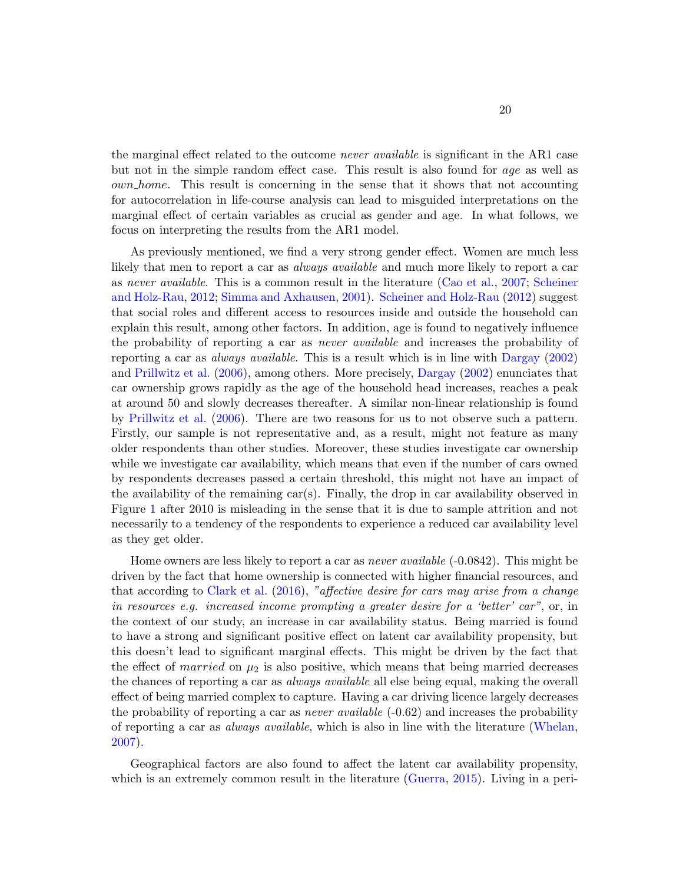the marginal effect related to the outcome *never available* is significant in the AR1 case but not in the simple random effect case. This result is also found for *age* as well as *own_home*. This result is concerning in the sense that it shows that not accounting for autocorrelation in life-course analysis can lead to misguided interpretations on the marginal effect of certain variables as crucial as gender and age. In what follows, we focus on interpreting the results from the AR1 model.

As previously mentioned, we find a very strong gender effect. Women are much less likely that men to report a car as *always available* and much more likely to report a car as *never available*. This is a common result in the literature (Cao et al., 2007; Scheiner and Holz-Rau, 2012; Simma and Axhausen, 2001). Scheiner and Holz-Rau (2012) suggest that social roles and different access to resources inside and outside the household can explain this result, among other factors. In addition, age is found to negatively influence the probability of reporting a car as *never available* and increases the probability of reporting a car as *always available*. This is a result which is in line with Dargay (2002) and Prillwitz et al. (2006), among others. More precisely, Dargay (2002) enunciates that car ownership grows rapidly as the age of the household head increases, reaches a peak at around 50 and slowly decreases thereafter. A similar non-linear relationship is found by Prillwitz et al. (2006). There are two reasons for us to not observe such a pattern. Firstly, our sample is not representative and, as a result, might not feature as many older respondents than other studies. Moreover, these studies investigate car ownership while we investigate car availability, which means that even if the number of cars owned by respondents decreases passed a certain threshold, this might not have an impact of the availability of the remaining car(s). Finally, the drop in car availability observed in Figure 1 after 2010 is misleading in the sense that it is due to sample attrition and not necessarily to a tendency of the respondents to experience a reduced car availability level as they get older.

Home owners are less likely to report a car as *never available* (-0.0842). This might be driven by the fact that home ownership is connected with higher financial resources, and that according to Clark et al. (2016), *"affective desire for cars may arise from a change in resources e.g. increased income prompting a greater desire for a 'better' car"*, or, in the context of our study, an increase in car availability status. Being married is found to have a strong and significant positive effect on latent car availability propensity, but this doesn't lead to significant marginal effects. This might be driven by the fact that the effect of *married* on $\mu_2$ is also positive, which means that being married decreases the chances of reporting a car as *always available* all else being equal, making the overall effect of being married complex to capture. Having a car driving licence largely decreases the probability of reporting a car as *never available* (-0.62) and increases the probability of reporting a car as *always available*, which is also in line with the literature (Whelan, 2007).

Geographical factors are also found to affect the latent car availability propensity, which is an extremely common result in the literature (Guerra, 2015). Living in a peri-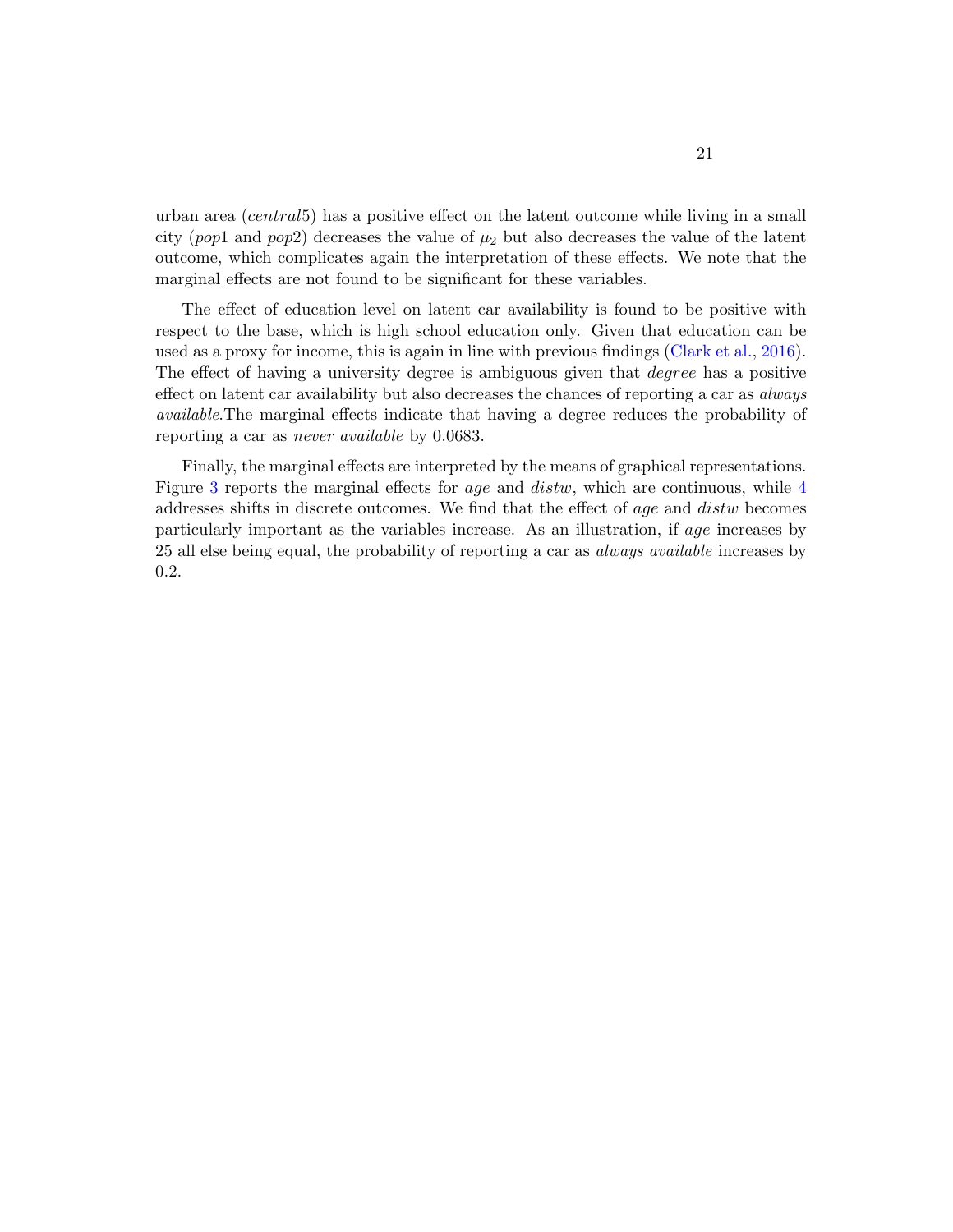urban area (*central*5) has a positive effect on the latent outcome while living in a small city (*pop*1 and *pop*2) decreases the value of $\mu_2$ but also decreases the value of the latent outcome, which complicates again the interpretation of these effects. We note that the marginal effects are not found to be significant for these variables.

The effect of education level on latent car availability is found to be positive with respect to the base, which is high school education only. Given that education can be used as a proxy for income, this is again in line with previous findings (Clark et al., 2016). The effect of having a university degree is ambiguous given that *degree* has a positive effect on latent car availability but also decreases the chances of reporting a car as *always available*.The marginal effects indicate that having a degree reduces the probability of reporting a car as *never available* by 0.0683.

Finally, the marginal effects are interpreted by the means of graphical representations. Figure 3 reports the marginal effects for *age* and *distw*, which are continuous, while 4 addresses shifts in discrete outcomes. We find that the effect of *age* and *distw* becomes particularly important as the variables increase. As an illustration, if *age* increases by 25 all else being equal, the probability of reporting a car as *always available* increases by 0.2.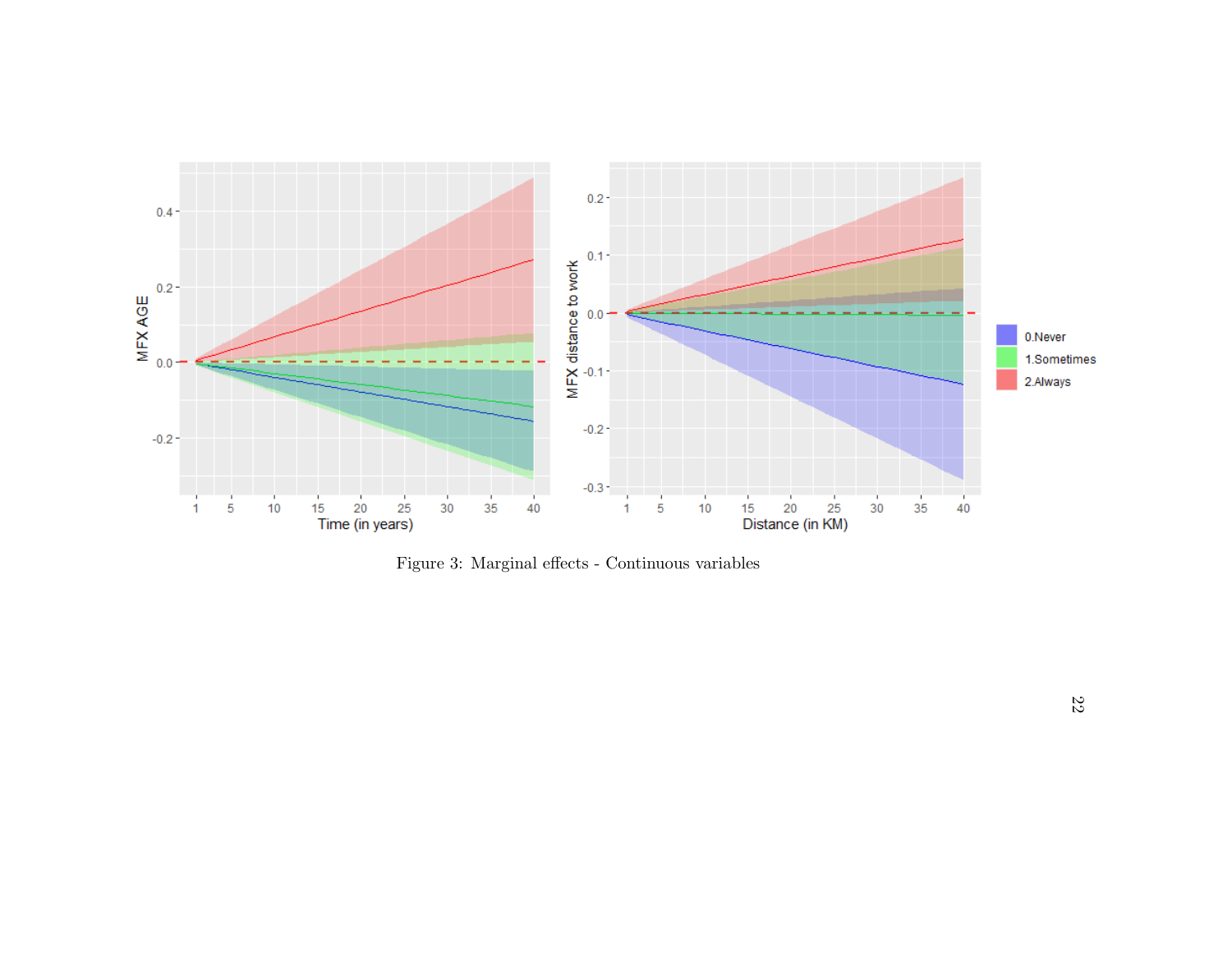Figure 3: Marginal effects - Continuous variables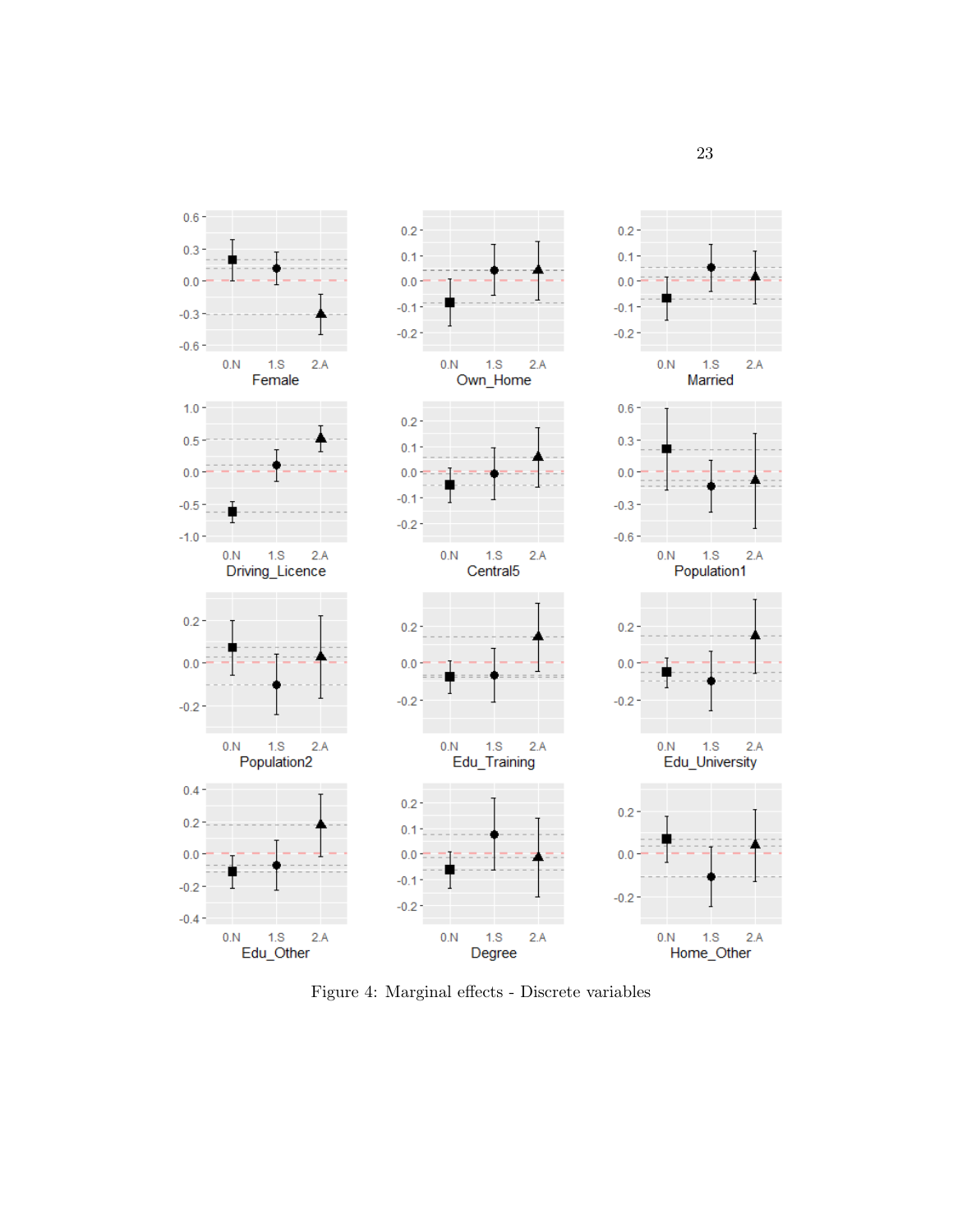Figure 4: Marginal effects - Discrete variables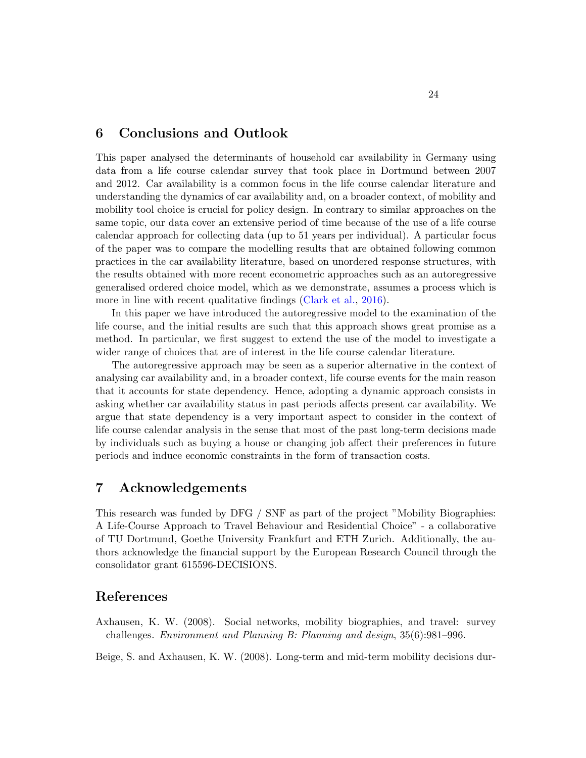## 6 Conclusions and Outlook

This paper analysed the determinants of household car availability in Germany using data from a life course calendar survey that took place in Dortmund between 2007 and 2012. Car availability is a common focus in the life course calendar literature and understanding the dynamics of car availability and, on a broader context, of mobility and mobility tool choice is crucial for policy design. In contrary to similar approaches on the same topic, our data cover an extensive period of time because of the use of a life course calendar approach for collecting data (up to 51 years per individual). A particular focus of the paper was to compare the modelling results that are obtained following common practices in the car availability literature, based on unordered response structures, with the results obtained with more recent econometric approaches such as an autoregressive generalised ordered choice model, which as we demonstrate, assumes a process which is more in line with recent qualitative findings (Clark et al., 2016).

In this paper we have introduced the autoregressive model to the examination of the life course, and the initial results are such that this approach shows great promise as a method. In particular, we first suggest to extend the use of the model to investigate a wider range of choices that are of interest in the life course calendar literature.

The autoregressive approach may be seen as a superior alternative in the context of analysing car availability and, in a broader context, life course events for the main reason that it accounts for state dependency. Hence, adopting a dynamic approach consists in asking whether car availability status in past periods affects present car availability. We argue that state dependency is a very important aspect to consider in the context of life course calendar analysis in the sense that most of the past long-term decisions made by individuals such as buying a house or changing job affect their preferences in future periods and induce economic constraints in the form of transaction costs.

## 7 Acknowledgements

This research was funded by DFG / SNF as part of the project "Mobility Biographies: A Life-Course Approach to Travel Behaviour and Residential Choice" - a collaborative of TU Dortmund, Goethe University Frankfurt and ETH Zurich. Additionally, the authors acknowledge the financial support by the European Research Council through the consolidator grant 615596-DECISIONS.

## References

Axhausen, K. W. (2008). Social networks, mobility biographies, and travel: survey challenges. *Environment and Planning B: Planning and design*, 35(6):981–996.

Beige, S. and Axhausen, K. W. (2008). Long-term and mid-term mobility decisions dur-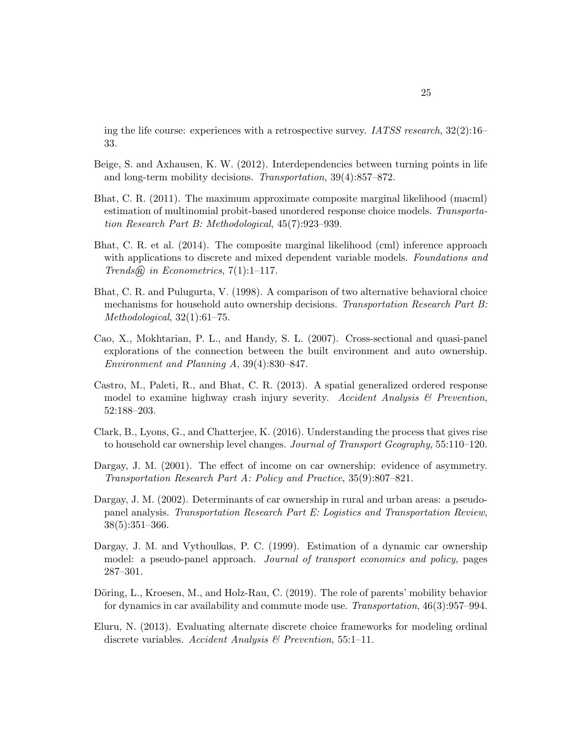ing the life course: experiences with a retrospective survey. *IATSS research*, 32(2):16–33.

Beige, S. and Axhausen, K. W. (2012). Interdependencies between turning points in life and long-term mobility decisions. *Transportation*, 39(4):857–872.

Bhat, C. R. (2011). The maximum approximate composite marginal likelihood (macml) estimation of multinomial probit-based unordered response choice models. *Transportation Research Part B: Methodological*, 45(7):923–939.

Bhat, C. R. et al. (2014). The composite marginal likelihood (cml) inference approach with applications to discrete and mixed dependent variable models. *Foundations and Trends® in Econometrics*, 7(1):1–117.

Bhat, C. R. and Pulugurta, V. (1998). A comparison of two alternative behavioral choice mechanisms for household auto ownership decisions. *Transportation Research Part B: Methodological*, 32(1):61–75.

Cao, X., Mokhtarian, P. L., and Handy, S. L. (2007). Cross-sectional and quasi-panel explorations of the connection between the built environment and auto ownership. *Environment and Planning A*, 39(4):830–847.

Castro, M., Paleti, R., and Bhat, C. R. (2013). A spatial generalized ordered response model to examine highway crash injury severity. *Accident Analysis & Prevention*, 52:188–203.

Clark, B., Lyons, G., and Chatterjee, K. (2016). Understanding the process that gives rise to household car ownership level changes. *Journal of Transport Geography*, 55:110–120.

Dargay, J. M. (2001). The effect of income on car ownership: evidence of asymmetry. *Transportation Research Part A: Policy and Practice*, 35(9):807–821.

Dargay, J. M. (2002). Determinants of car ownership in rural and urban areas: a pseudo-panel analysis. *Transportation Research Part E: Logistics and Transportation Review*, 38(5):351–366.

Dargay, J. M. and Vythoulkas, P. C. (1999). Estimation of a dynamic car ownership model: a pseudo-panel approach. *Journal of transport economics and policy*, pages 287–301.

Döring, L., Kroesen, M., and Holz-Rau, C. (2019). The role of parents' mobility behavior for dynamics in car availability and commute mode use. *Transportation*, 46(3):957–994.

Eluru, N. (2013). Evaluating alternate discrete choice frameworks for modeling ordinal discrete variables. *Accident Analysis & Prevention*, 55:1–11.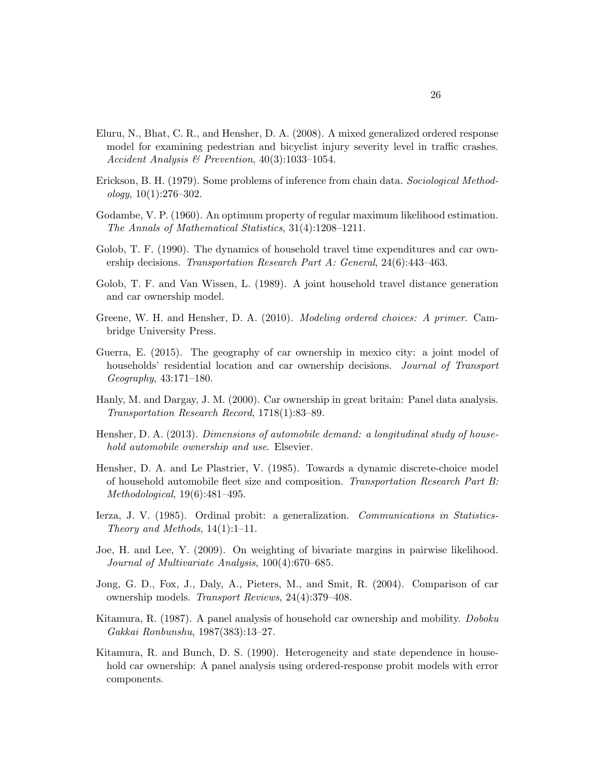Eluru, N., Bhat, C. R., and Hensher, D. A. (2008). A mixed generalized ordered response model for examining pedestrian and bicyclist injury severity level in traffic crashes. *Accident Analysis & Prevention*, 40(3):1033–1054.

Erickson, B. H. (1979). Some problems of inference from chain data. *Sociological Methodology*, 10(1):276–302.

Godambe, V. P. (1960). An optimum property of regular maximum likelihood estimation. *The Annals of Mathematical Statistics*, 31(4):1208–1211.

Golob, T. F. (1990). The dynamics of household travel time expenditures and car ownership decisions. *Transportation Research Part A: General*, 24(6):443–463.

Golob, T. F. and Van Wissen, L. (1989). A joint household travel distance generation and car ownership model.

Greene, W. H. and Hensher, D. A. (2010). *Modeling ordered choices: A primer*. Cambridge University Press.

Guerra, E. (2015). The geography of car ownership in mexico city: a joint model of households' residential location and car ownership decisions. *Journal of Transport Geography*, 43:171–180.

Hanly, M. and Dargay, J. M. (2000). Car ownership in great britain: Panel data analysis. *Transportation Research Record*, 1718(1):83–89.

Hensher, D. A. (2013). *Dimensions of automobile demand: a longitudinal study of household automobile ownership and use*. Elsevier.

Hensher, D. A. and Le Plastrier, V. (1985). Towards a dynamic discrete-choice model of household automobile fleet size and composition. *Transportation Research Part B: Methodological*, 19(6):481–495.

Ierza, J. V. (1985). Ordinal probit: a generalization. *Communications in Statistics-Theory and Methods*, 14(1):1–11.

Joe, H. and Lee, Y. (2009). On weighting of bivariate margins in pairwise likelihood. *Journal of Multivariate Analysis*, 100(4):670–685.

Jong, G. D., Fox, J., Daly, A., Pieters, M., and Smit, R. (2004). Comparison of car ownership models. *Transport Reviews*, 24(4):379–408.

Kitamura, R. (1987). A panel analysis of household car ownership and mobility. *Doboku Gakkai Ronbunshu*, 1987(383):13–27.

Kitamura, R. and Bunch, D. S. (1990). Heterogeneity and state dependence in household car ownership: A panel analysis using ordered-response probit models with error components.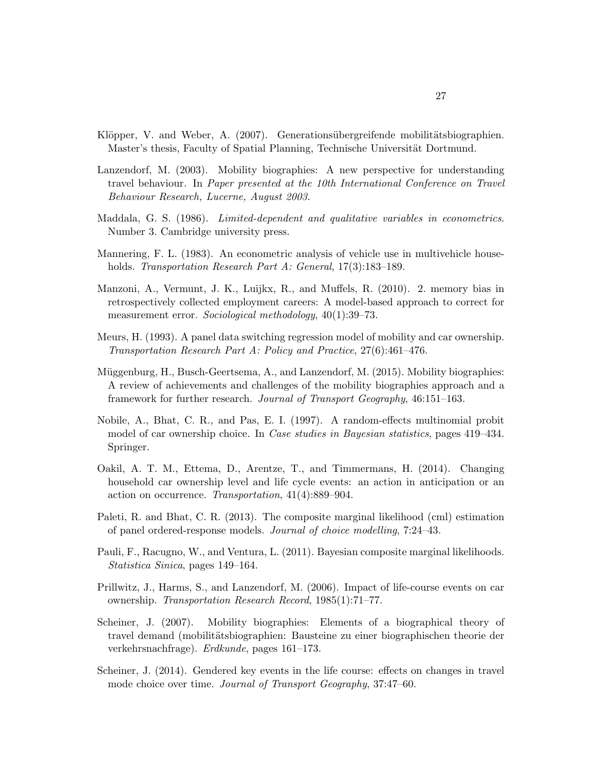Klöpper, V. and Weber, A. (2007). Generationsübergreifende mobilitätsbiographien. Master's thesis, Faculty of Spatial Planning, Technische Universität Dortmund.

Lanzendorf, M. (2003). Mobility biographies: A new perspective for understanding travel behaviour. In *Paper presented at the 10th International Conference on Travel Behaviour Research, Lucerne, August 2003*.

Maddala, G. S. (1986). *Limited-dependent and qualitative variables in econometrics*. Number 3. Cambridge university press.

Mannering, F. L. (1983). An econometric analysis of vehicle use in multivehicle households. *Transportation Research Part A: General*, 17(3):183–189.

Manzoni, A., Vermunt, J. K., Luijkx, R., and Muffels, R. (2010). 2. memory bias in retrospectively collected employment careers: A model-based approach to correct for measurement error. *Sociological methodology*, 40(1):39–73.

Meurs, H. (1993). A panel data switching regression model of mobility and car ownership. *Transportation Research Part A: Policy and Practice*, 27(6):461–476.

Müggenburg, H., Busch-Geertsema, A., and Lanzendorf, M. (2015). Mobility biographies: A review of achievements and challenges of the mobility biographies approach and a framework for further research. *Journal of Transport Geography*, 46:151–163.

Nobile, A., Bhat, C. R., and Pas, E. I. (1997). A random-effects multinomial probit model of car ownership choice. In *Case studies in Bayesian statistics*, pages 419–434. Springer.

Oakil, A. T. M., Ettema, D., Arentze, T., and Timmermans, H. (2014). Changing household car ownership level and life cycle events: an action in anticipation or an action on occurrence. *Transportation*, 41(4):889–904.

Paleti, R. and Bhat, C. R. (2013). The composite marginal likelihood (cml) estimation of panel ordered-response models. *Journal of choice modelling*, 7:24–43.

Pauli, F., Racugno, W., and Ventura, L. (2011). Bayesian composite marginal likelihoods. *Statistica Sinica*, pages 149–164.

Prillwitz, J., Harms, S., and Lanzendorf, M. (2006). Impact of life-course events on car ownership. *Transportation Research Record*, 1985(1):71–77.

Scheiner, J. (2007). Mobility biographies: Elements of a biographical theory of travel demand (mobilitätsbiographien: Bausteine zu einer biographischen theorie der verkehrsnachfrage). *Erdkunde*, pages 161–173.

Scheiner, J. (2014). Gendered key events in the life course: effects on changes in travel mode choice over time. *Journal of Transport Geography*, 37:47–60.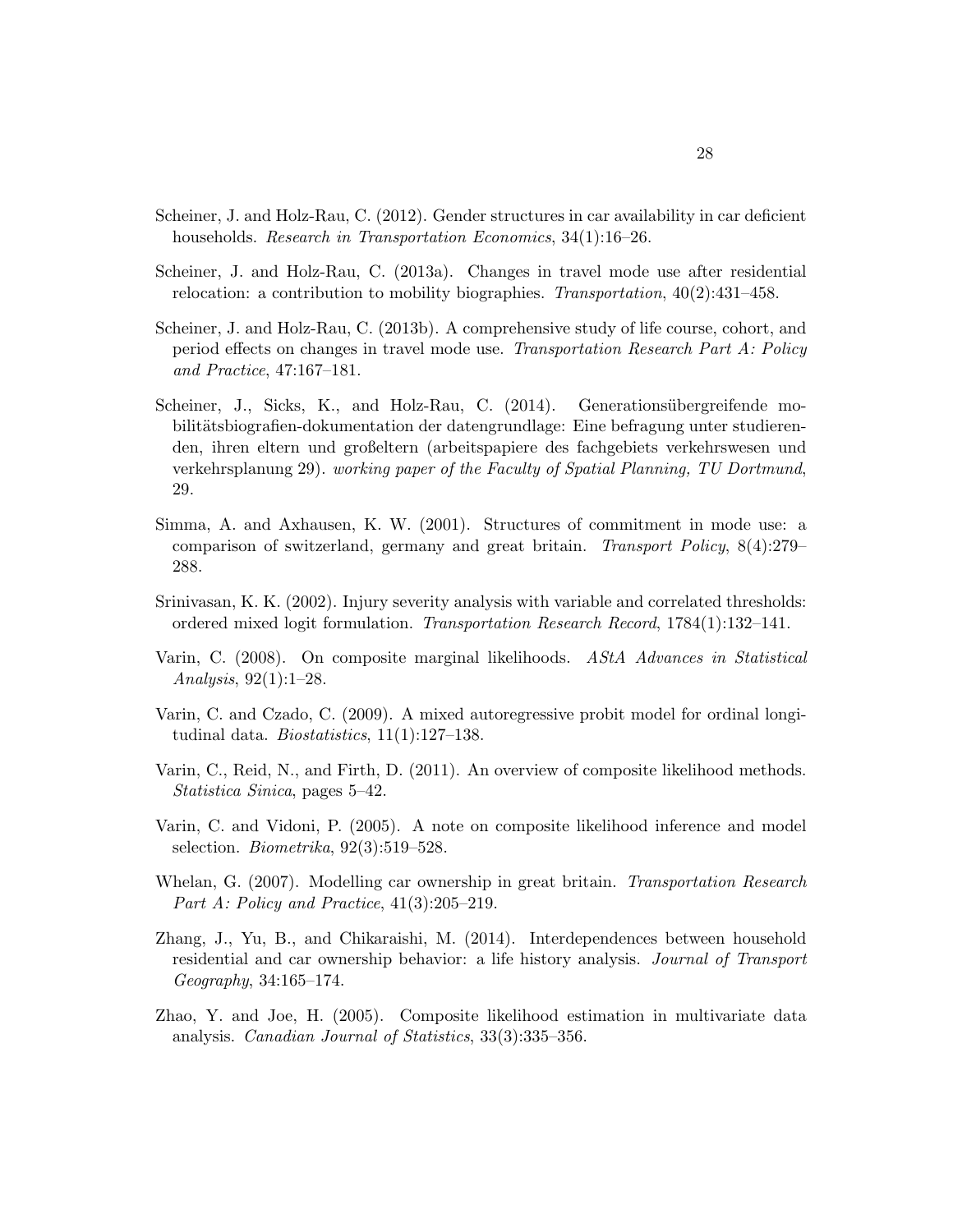Scheiner, J. and Holz-Rau, C. (2012). Gender structures in car availability in car deficient households. *Research in Transportation Economics*, 34(1):16–26.

Scheiner, J. and Holz-Rau, C. (2013a). Changes in travel mode use after residential relocation: a contribution to mobility biographies. *Transportation*, 40(2):431–458.

Scheiner, J. and Holz-Rau, C. (2013b). A comprehensive study of life course, cohort, and period effects on changes in travel mode use. *Transportation Research Part A: Policy and Practice*, 47:167–181.

Scheiner, J., Sicks, K., and Holz-Rau, C. (2014). Generationsübergreifende mobilitätsbiografien-dokumentation der datengrundlage: Eine befragung unter studierenden, ihren eltern und großeltern (arbeitspapiere des fachgebiets verkehrswesen und verkehrsplanung 29). *working paper of the Faculty of Spatial Planning, TU Dortmund*, 29.

Simma, A. and Axhausen, K. W. (2001). Structures of commitment in mode use: a comparison of switzerland, germany and great britain. *Transport Policy*, 8(4):279–288.

Srinivasan, K. K. (2002). Injury severity analysis with variable and correlated thresholds: ordered mixed logit formulation. *Transportation Research Record*, 1784(1):132–141.

Varin, C. (2008). On composite marginal likelihoods. *AStA Advances in Statistical Analysis*, 92(1):1–28.

Varin, C. and Czado, C. (2009). A mixed autoregressive probit model for ordinal longitudinal data. *Biostatistics*, 11(1):127–138.

Varin, C., Reid, N., and Firth, D. (2011). An overview of composite likelihood methods. *Statistica Sinica*, pages 5–42.

Varin, C. and Vidoni, P. (2005). A note on composite likelihood inference and model selection. *Biometrika*, 92(3):519–528.

Whelan, G. (2007). Modelling car ownership in great britain. *Transportation Research Part A: Policy and Practice*, 41(3):205–219.

Zhang, J., Yu, B., and Chikaraishi, M. (2014). Interdependences between household residential and car ownership behavior: a life history analysis. *Journal of Transport Geography*, 34:165–174.

Zhao, Y. and Joe, H. (2005). Composite likelihood estimation in multivariate data analysis. *Canadian Journal of Statistics*, 33(3):335–356.